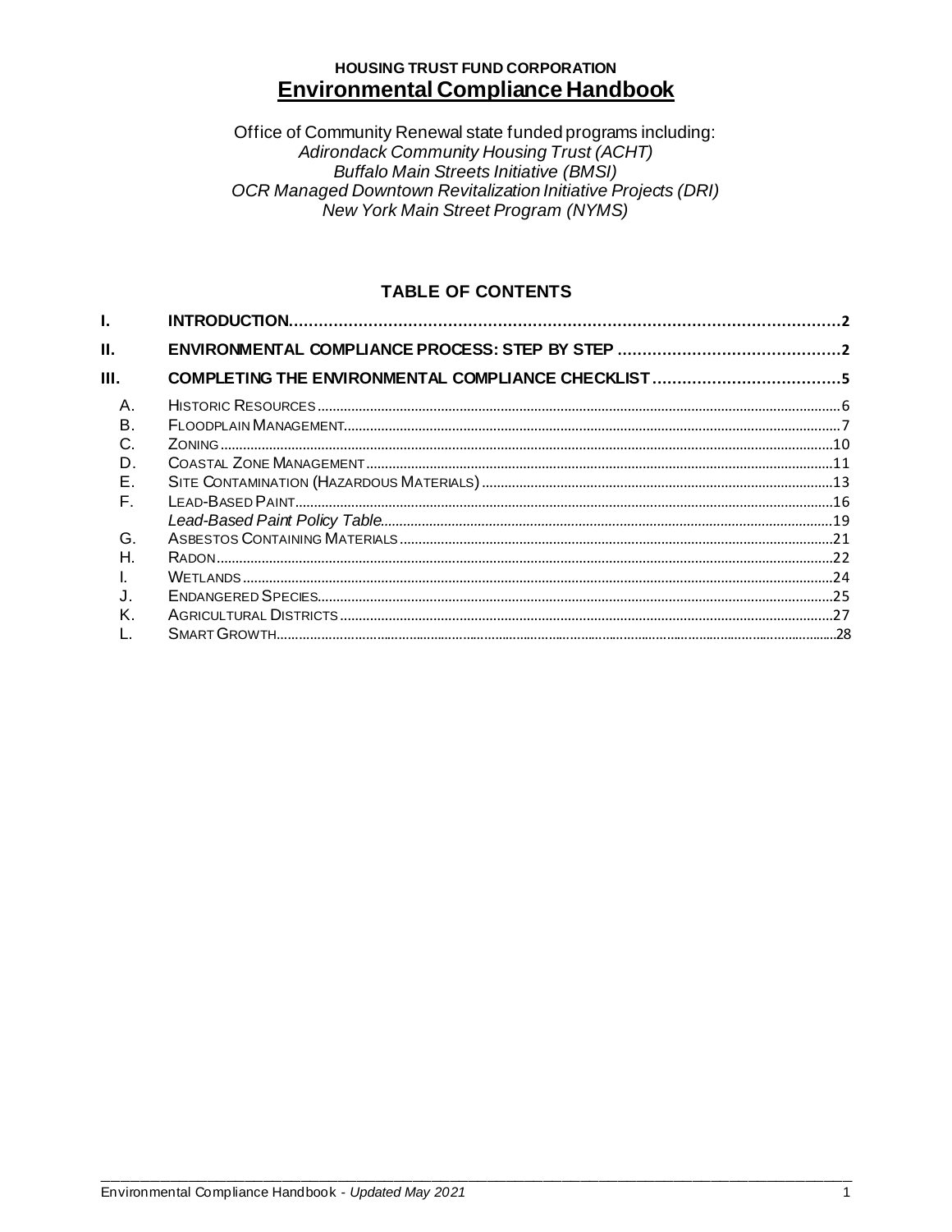**HOUSING TRUST FUND CORPORATION**

# Environmental Compliance Handbook

Office of Community Renewal state funded programs including:
*Adirondack Community Housing Trust (ACHT)*
*Buffalo Main Streets Initiative (BMSI)*
*OCR Managed Downtown Revitalization Initiative Projects (DRI)*
*New York Main Street Program (NYMS)*

## TABLE OF CONTENTS

| | | |
|---|---|---|
| **I.** | **INTRODUCTION** | **2** |
| **II.** | **ENVIRONMENTAL COMPLIANCE PROCESS: STEP BY STEP** | **2** |
| **III.** | **COMPLETING THE ENVIRONMENTAL COMPLIANCE CHECKLIST** | **5** |
| A. | HISTORIC RESOURCES | 6 |
| B. | FLOODPLAIN MANAGEMENT | 7 |
| C. | ZONING | 10 |
| D. | COASTAL ZONE MANAGEMENT | 11 |
| E. | SITE CONTAMINATION (HAZARDOUS MATERIALS) | 13 |
| F. | LEAD-BASED PAINT | 16 |
| | *Lead-Based Paint Policy Table* | 19 |
| G. | ASBESTOS CONTAINING MATERIALS | 21 |
| H. | RADON | 22 |
| I. | WETLANDS | 24 |
| J. | ENDANGERED SPECIES | 25 |
| K. | AGRICULTURAL DISTRICTS | 27 |
| L. | SMART GROWTH | 28 |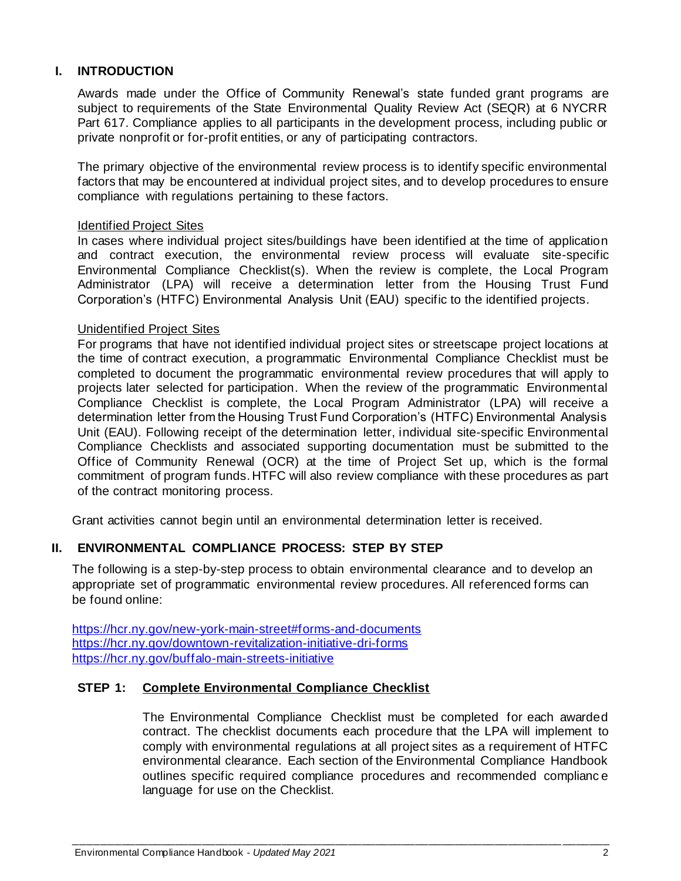## I. INTRODUCTION

Awards made under the Office of Community Renewal's state funded grant programs are subject to requirements of the State Environmental Quality Review Act (SEQR) at 6 NYCRR Part 617. Compliance applies to all participants in the development process, including public or private nonprofit or for-profit entities, or any of participating contractors.

The primary objective of the environmental review process is to identify specific environmental factors that may be encountered at individual project sites, and to develop procedures to ensure compliance with regulations pertaining to these factors.

Identified Project Sites

In cases where individual project sites/buildings have been identified at the time of application and contract execution, the environmental review process will evaluate site-specific Environmental Compliance Checklist(s). When the review is complete, the Local Program Administrator (LPA) will receive a determination letter from the Housing Trust Fund Corporation's (HTFC) Environmental Analysis Unit (EAU) specific to the identified projects.

Unidentified Project Sites

For programs that have not identified individual project sites or streetscape project locations at the time of contract execution, a programmatic Environmental Compliance Checklist must be completed to document the programmatic environmental review procedures that will apply to projects later selected for participation. When the review of the programmatic Environmental Compliance Checklist is complete, the Local Program Administrator (LPA) will receive a determination letter from the Housing Trust Fund Corporation's (HTFC) Environmental Analysis Unit (EAU). Following receipt of the determination letter, individual site-specific Environmental Compliance Checklists and associated supporting documentation must be submitted to the Office of Community Renewal (OCR) at the time of Project Set up, which is the formal commitment of program funds. HTFC will also review compliance with these procedures as part of the contract monitoring process.

Grant activities cannot begin until an environmental determination letter is received.

## II. ENVIRONMENTAL COMPLIANCE PROCESS: STEP BY STEP

The following is a step-by-step process to obtain environmental clearance and to develop an appropriate set of programmatic environmental review procedures. All referenced forms can be found online:

https://hcr.ny.gov/new-york-main-street#forms-and-documents
https://hcr.ny.gov/downtown-revitalization-initiative-dri-forms
https://hcr.ny.gov/buffalo-main-streets-initiative

### STEP 1: Complete Environmental Compliance Checklist

The Environmental Compliance Checklist must be completed for each awarded contract. The checklist documents each procedure that the LPA will implement to comply with environmental regulations at all project sites as a requirement of HTFC environmental clearance. Each section of the Environmental Compliance Handbook outlines specific required compliance procedures and recommended compliance language for use on the Checklist.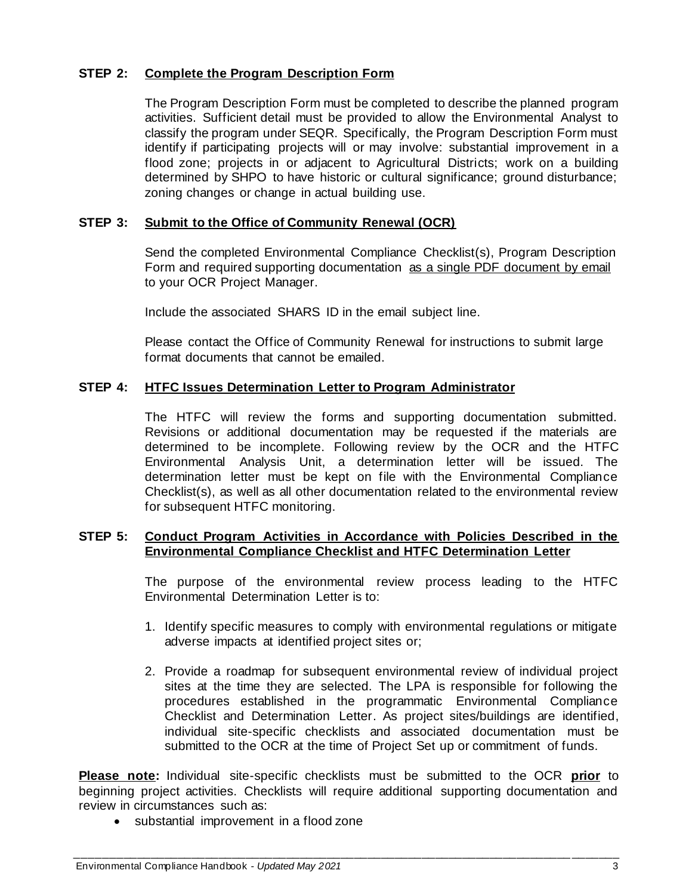### STEP 2: Complete the Program Description Form

The Program Description Form must be completed to describe the planned program activities. Sufficient detail must be provided to allow the Environmental Analyst to classify the program under SEQR. Specifically, the Program Description Form must identify if participating projects will or may involve: substantial improvement in a flood zone; projects in or adjacent to Agricultural Districts; work on a building determined by SHPO to have historic or cultural significance; ground disturbance; zoning changes or change in actual building use.

### STEP 3: Submit to the Office of Community Renewal (OCR)

Send the completed Environmental Compliance Checklist(s), Program Description Form and required supporting documentation as a single PDF document by email to your OCR Project Manager.

Include the associated SHARS ID in the email subject line.

Please contact the Office of Community Renewal for instructions to submit large format documents that cannot be emailed.

### STEP 4: HTFC Issues Determination Letter to Program Administrator

The HTFC will review the forms and supporting documentation submitted. Revisions or additional documentation may be requested if the materials are determined to be incomplete. Following review by the OCR and the HTFC Environmental Analysis Unit, a determination letter will be issued. The determination letter must be kept on file with the Environmental Compliance Checklist(s), as well as all other documentation related to the environmental review for subsequent HTFC monitoring.

### STEP 5: Conduct Program Activities in Accordance with Policies Described in the Environmental Compliance Checklist and HTFC Determination Letter

The purpose of the environmental review process leading to the HTFC Environmental Determination Letter is to:

1. Identify specific measures to comply with environmental regulations or mitigate adverse impacts at identified project sites or;
2. Provide a roadmap for subsequent environmental review of individual project sites at the time they are selected. The LPA is responsible for following the procedures established in the programmatic Environmental Compliance Checklist and Determination Letter. As project sites/buildings are identified, individual site-specific checklists and associated documentation must be submitted to the OCR at the time of Project Set up or commitment of funds.

**Please note:** Individual site-specific checklists must be submitted to the OCR **prior** to beginning project activities. Checklists will require additional supporting documentation and review in circumstances such as:

- substantial improvement in a flood zone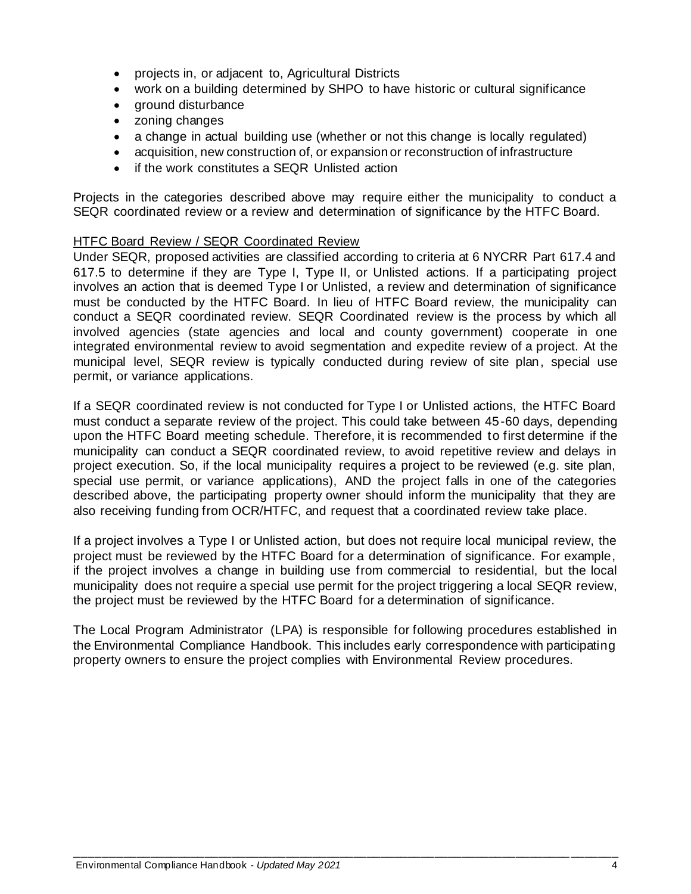- projects in, or adjacent to, Agricultural Districts
- work on a building determined by SHPO to have historic or cultural significance
- ground disturbance
- zoning changes
- a change in actual building use (whether or not this change is locally regulated)
- acquisition, new construction of, or expansion or reconstruction of infrastructure
- if the work constitutes a SEQR Unlisted action

Projects in the categories described above may require either the municipality to conduct a SEQR coordinated review or a review and determination of significance by the HTFC Board.

<u>HTFC Board Review / SEQR Coordinated Review</u>

Under SEQR, proposed activities are classified according to criteria at 6 NYCRR Part 617.4 and 617.5 to determine if they are Type I, Type II, or Unlisted actions. If a participating project involves an action that is deemed Type I or Unlisted, a review and determination of significance must be conducted by the HTFC Board. In lieu of HTFC Board review, the municipality can conduct a SEQR coordinated review. SEQR Coordinated review is the process by which all involved agencies (state agencies and local and county government) cooperate in one integrated environmental review to avoid segmentation and expedite review of a project. At the municipal level, SEQR review is typically conducted during review of site plan, special use permit, or variance applications.

If a SEQR coordinated review is not conducted for Type I or Unlisted actions, the HTFC Board must conduct a separate review of the project. This could take between 45-60 days, depending upon the HTFC Board meeting schedule. Therefore, it is recommended to first determine if the municipality can conduct a SEQR coordinated review, to avoid repetitive review and delays in project execution. So, if the local municipality requires a project to be reviewed (e.g. site plan, special use permit, or variance applications), AND the project falls in one of the categories described above, the participating property owner should inform the municipality that they are also receiving funding from OCR/HTFC, and request that a coordinated review take place.

If a project involves a Type I or Unlisted action, but does not require local municipal review, the project must be reviewed by the HTFC Board for a determination of significance. For example, if the project involves a change in building use from commercial to residential, but the local municipality does not require a special use permit for the project triggering a local SEQR review, the project must be reviewed by the HTFC Board for a determination of significance.

The Local Program Administrator (LPA) is responsible for following procedures established in the Environmental Compliance Handbook. This includes early correspondence with participating property owners to ensure the project complies with Environmental Review procedures.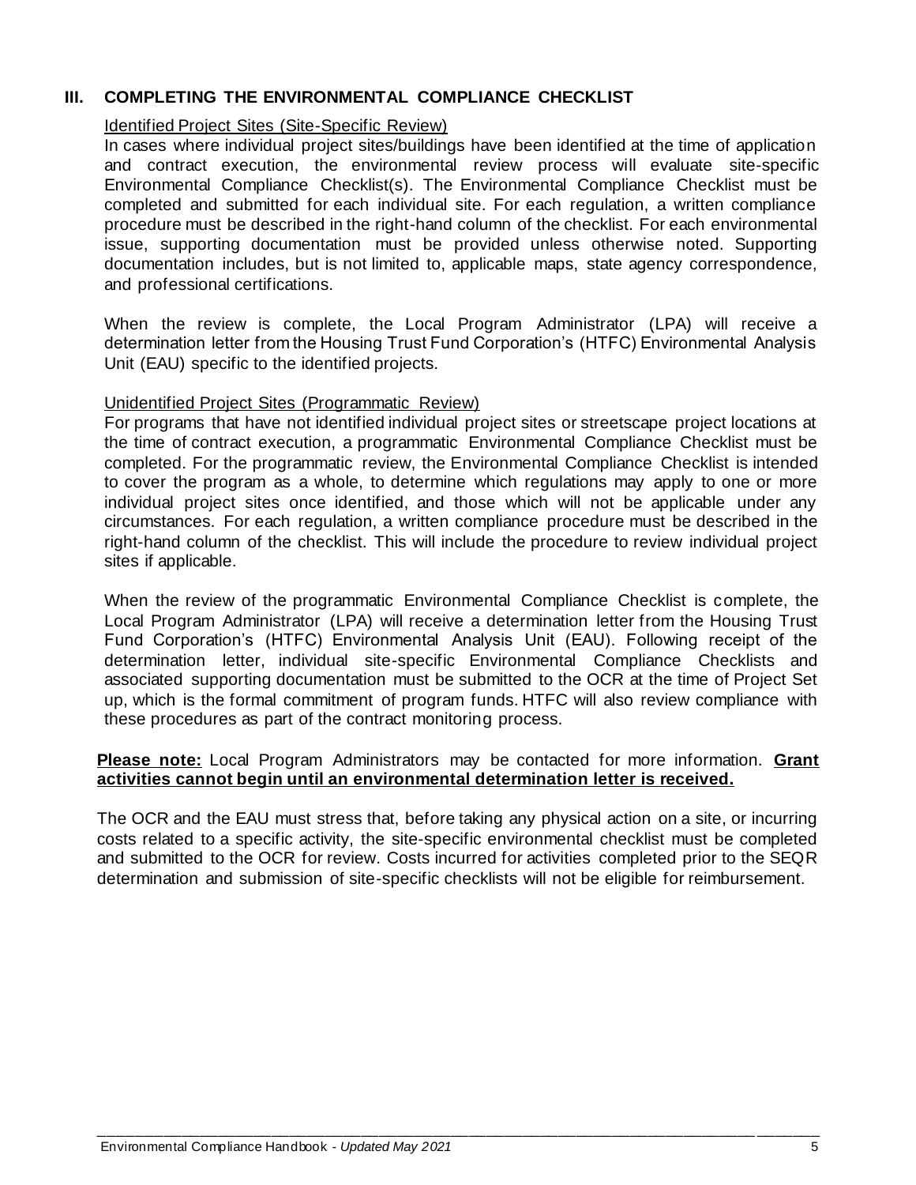## III. COMPLETING THE ENVIRONMENTAL COMPLIANCE CHECKLIST

### Identified Project Sites (Site-Specific Review)

In cases where individual project sites/buildings have been identified at the time of application and contract execution, the environmental review process will evaluate site-specific Environmental Compliance Checklist(s). The Environmental Compliance Checklist must be completed and submitted for each individual site. For each regulation, a written compliance procedure must be described in the right-hand column of the checklist. For each environmental issue, supporting documentation must be provided unless otherwise noted. Supporting documentation includes, but is not limited to, applicable maps, state agency correspondence, and professional certifications.

When the review is complete, the Local Program Administrator (LPA) will receive a determination letter from the Housing Trust Fund Corporation's (HTFC) Environmental Analysis Unit (EAU) specific to the identified projects.

### Unidentified Project Sites (Programmatic Review)

For programs that have not identified individual project sites or streetscape project locations at the time of contract execution, a programmatic Environmental Compliance Checklist must be completed. For the programmatic review, the Environmental Compliance Checklist is intended to cover the program as a whole, to determine which regulations may apply to one or more individual project sites once identified, and those which will not be applicable under any circumstances. For each regulation, a written compliance procedure must be described in the right-hand column of the checklist. This will include the procedure to review individual project sites if applicable.

When the review of the programmatic Environmental Compliance Checklist is complete, the Local Program Administrator (LPA) will receive a determination letter from the Housing Trust Fund Corporation's (HTFC) Environmental Analysis Unit (EAU). Following receipt of the determination letter, individual site-specific Environmental Compliance Checklists and associated supporting documentation must be submitted to the OCR at the time of Project Set up, which is the formal commitment of program funds. HTFC will also review compliance with these procedures as part of the contract monitoring process.

**Please note:** Local Program Administrators may be contacted for more information. **Grant activities cannot begin until an environmental determination letter is received.**

The OCR and the EAU must stress that, before taking any physical action on a site, or incurring costs related to a specific activity, the site-specific environmental checklist must be completed and submitted to the OCR for review. Costs incurred for activities completed prior to the SEQR determination and submission of site-specific checklists will not be eligible for reimbursement.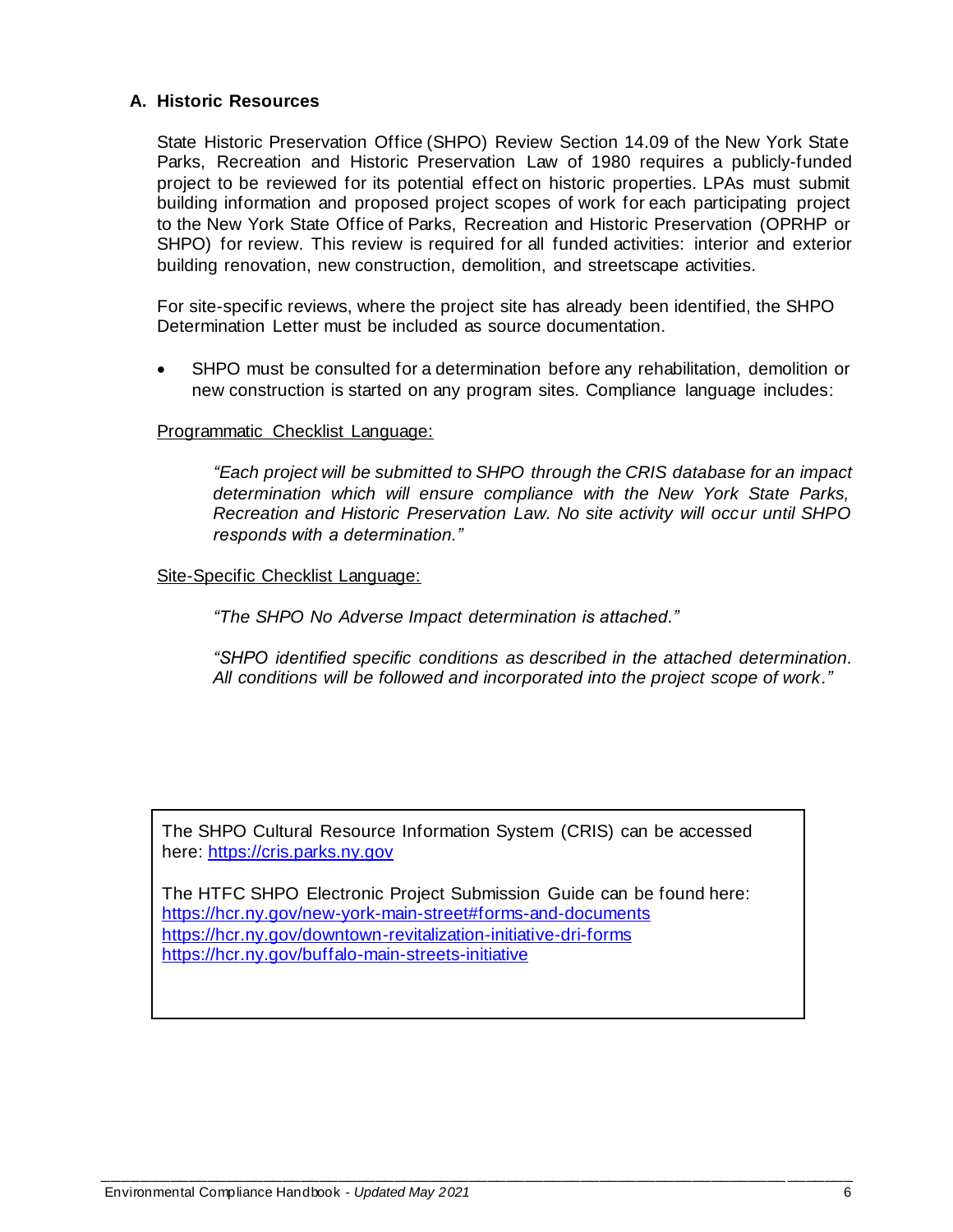### A. Historic Resources

State Historic Preservation Office (SHPO) Review Section 14.09 of the New York State Parks, Recreation and Historic Preservation Law of 1980 requires a publicly-funded project to be reviewed for its potential effect on historic properties. LPAs must submit building information and proposed project scopes of work for each participating project to the New York State Office of Parks, Recreation and Historic Preservation (OPRHP or SHPO) for review. This review is required for all funded activities: interior and exterior building renovation, new construction, demolition, and streetscape activities.

For site-specific reviews, where the project site has already been identified, the SHPO Determination Letter must be included as source documentation.

- SHPO must be consulted for a determination before any rehabilitation, demolition or new construction is started on any program sites. Compliance language includes:

<u>Programmatic Checklist Language:</u>

> *"Each project will be submitted to SHPO through the CRIS database for an impact determination which will ensure compliance with the New York State Parks, Recreation and Historic Preservation Law. No site activity will occur until SHPO responds with a determination."*

<u>Site-Specific Checklist Language:</u>

> *"The SHPO No Adverse Impact determination is attached."*
>
> *"SHPO identified specific conditions as described in the attached determination. All conditions will be followed and incorporated into the project scope of work."*

---

The SHPO Cultural Resource Information System (CRIS) can be accessed here: https://cris.parks.ny.gov

The HTFC SHPO Electronic Project Submission Guide can be found here:
https://hcr.ny.gov/new-york-main-street#forms-and-documents
https://hcr.ny.gov/downtown-revitalization-initiative-dri-forms
https://hcr.ny.gov/buffalo-main-streets-initiative

---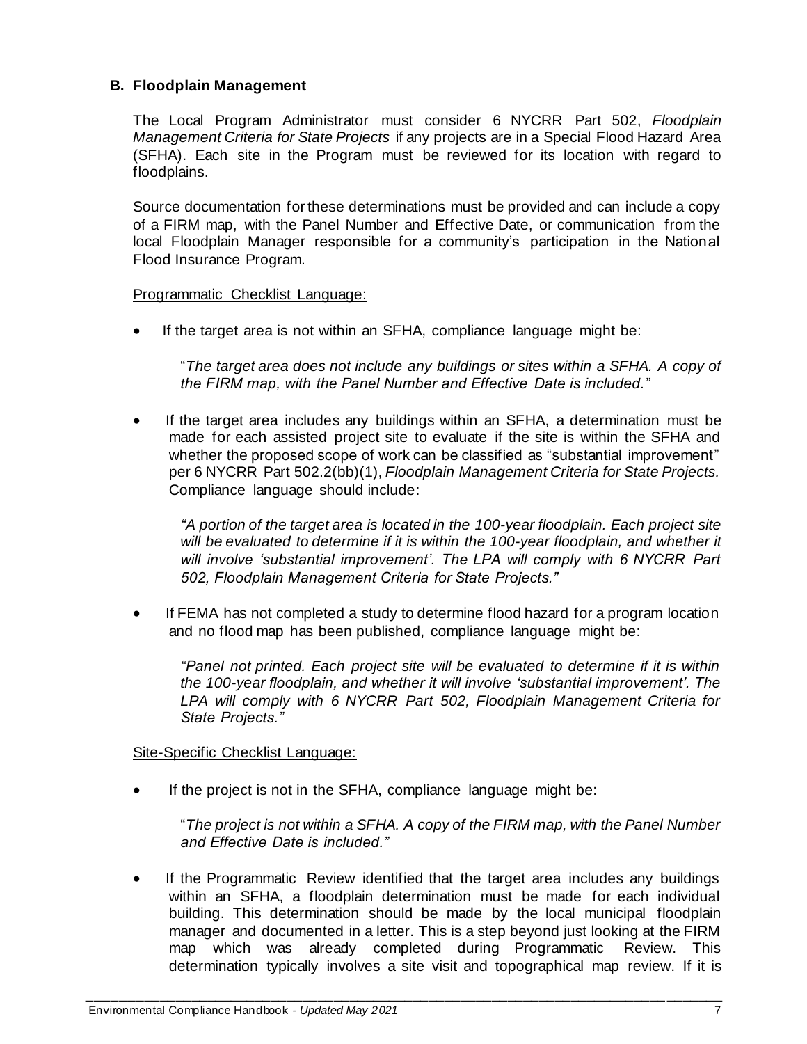### B. Floodplain Management

The Local Program Administrator must consider 6 NYCRR Part 502, *Floodplain Management Criteria for State Projects* if any projects are in a Special Flood Hazard Area (SFHA). Each site in the Program must be reviewed for its location with regard to floodplains.

Source documentation for these determinations must be provided and can include a copy of a FIRM map, with the Panel Number and Effective Date, or communication from the local Floodplain Manager responsible for a community's participation in the National Flood Insurance Program.

Programmatic Checklist Language:

- If the target area is not within an SFHA, compliance language might be:

  "*The target area does not include any buildings or sites within a SFHA. A copy of the FIRM map, with the Panel Number and Effective Date is included."*

- If the target area includes any buildings within an SFHA, a determination must be made for each assisted project site to evaluate if the site is within the SFHA and whether the proposed scope of work can be classified as "substantial improvement" per 6 NYCRR Part 502.2(bb)(1), *Floodplain Management Criteria for State Projects.* Compliance language should include:

  *"A portion of the target area is located in the 100-year floodplain. Each project site will be evaluated to determine if it is within the 100-year floodplain, and whether it will involve 'substantial improvement'. The LPA will comply with 6 NYCRR Part 502, Floodplain Management Criteria for State Projects."*

- If FEMA has not completed a study to determine flood hazard for a program location and no flood map has been published, compliance language might be:

  *"Panel not printed. Each project site will be evaluated to determine if it is within the 100-year floodplain, and whether it will involve 'substantial improvement'. The LPA will comply with 6 NYCRR Part 502, Floodplain Management Criteria for State Projects."*

Site-Specific Checklist Language:

- If the project is not in the SFHA, compliance language might be:

  "*The project is not within a SFHA. A copy of the FIRM map, with the Panel Number and Effective Date is included."*

- If the Programmatic Review identified that the target area includes any buildings within an SFHA, a floodplain determination must be made for each individual building. This determination should be made by the local municipal floodplain manager and documented in a letter. This is a step beyond just looking at the FIRM map which was already completed during Programmatic Review. This determination typically involves a site visit and topographical map review. If it is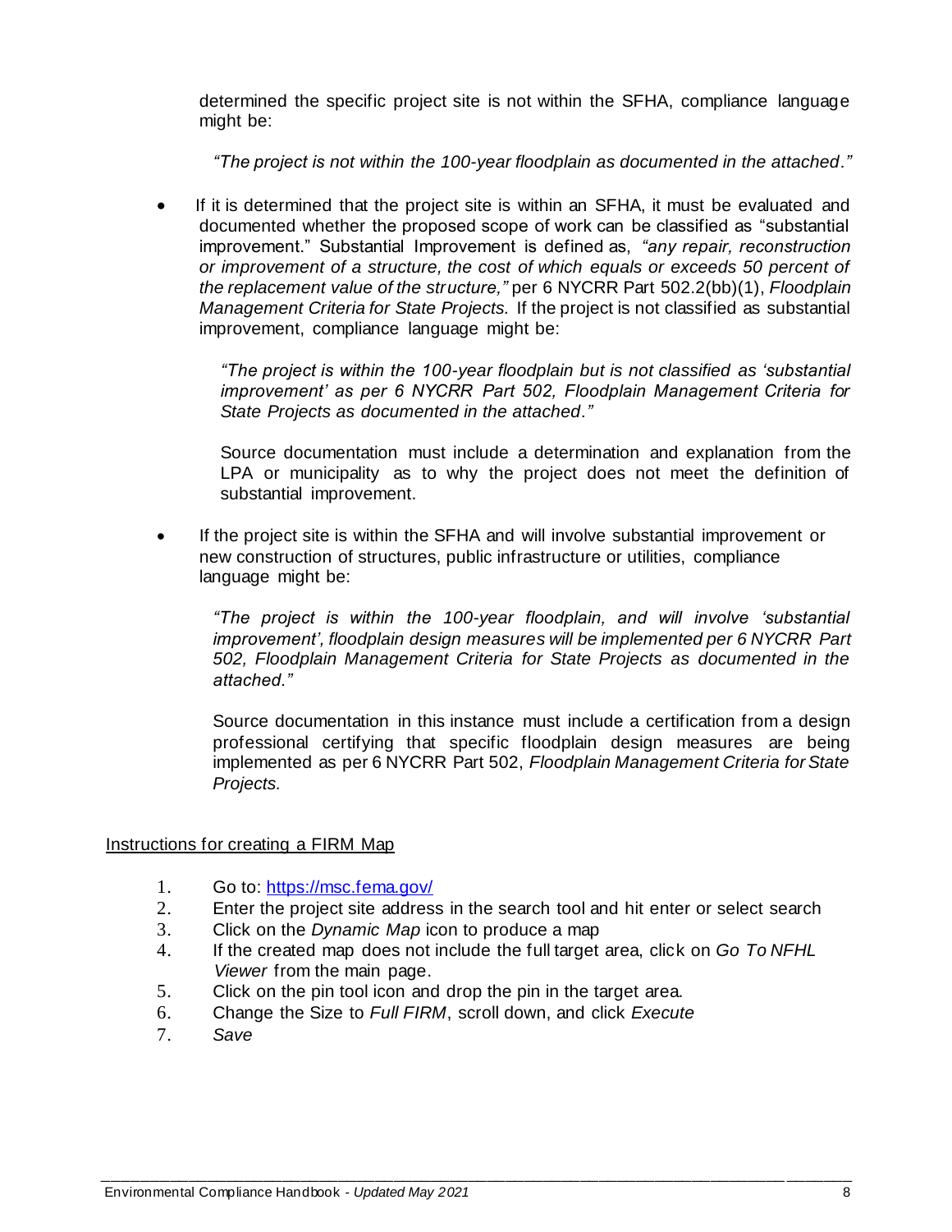determined the specific project site is not within the SFHA, compliance language might be:

*"The project is not within the 100-year floodplain as documented in the attached."*

- If it is determined that the project site is within an SFHA, it must be evaluated and documented whether the proposed scope of work can be classified as "substantial improvement." Substantial Improvement is defined as, *"any repair, reconstruction or improvement of a structure, the cost of which equals or exceeds 50 percent of the replacement value of the structure,"* per 6 NYCRR Part 502.2(bb)(1), *Floodplain Management Criteria for State Projects.* If the project is not classified as substantial improvement, compliance language might be:

  *"The project is within the 100-year floodplain but is not classified as 'substantial improvement' as per 6 NYCRR Part 502, Floodplain Management Criteria for State Projects as documented in the attached."*

  Source documentation must include a determination and explanation from the LPA or municipality as to why the project does not meet the definition of substantial improvement.

- If the project site is within the SFHA and will involve substantial improvement or new construction of structures, public infrastructure or utilities, compliance language might be:

  *"The project is within the 100-year floodplain, and will involve 'substantial improvement', floodplain design measures will be implemented per 6 NYCRR Part 502, Floodplain Management Criteria for State Projects as documented in the attached."*

  Source documentation in this instance must include a certification from a design professional certifying that specific floodplain design measures are being implemented as per 6 NYCRR Part 502, *Floodplain Management Criteria for State Projects.*

Instructions for creating a FIRM Map

1. Go to: https://msc.fema.gov/
2. Enter the project site address in the search tool and hit enter or select search
3. Click on the *Dynamic Map* icon to produce a map
4. If the created map does not include the full target area, click on *Go To NFHL Viewer* from the main page.
5. Click on the pin tool icon and drop the pin in the target area.
6. Change the Size to *Full FIRM*, scroll down, and click *Execute*
7. *Save*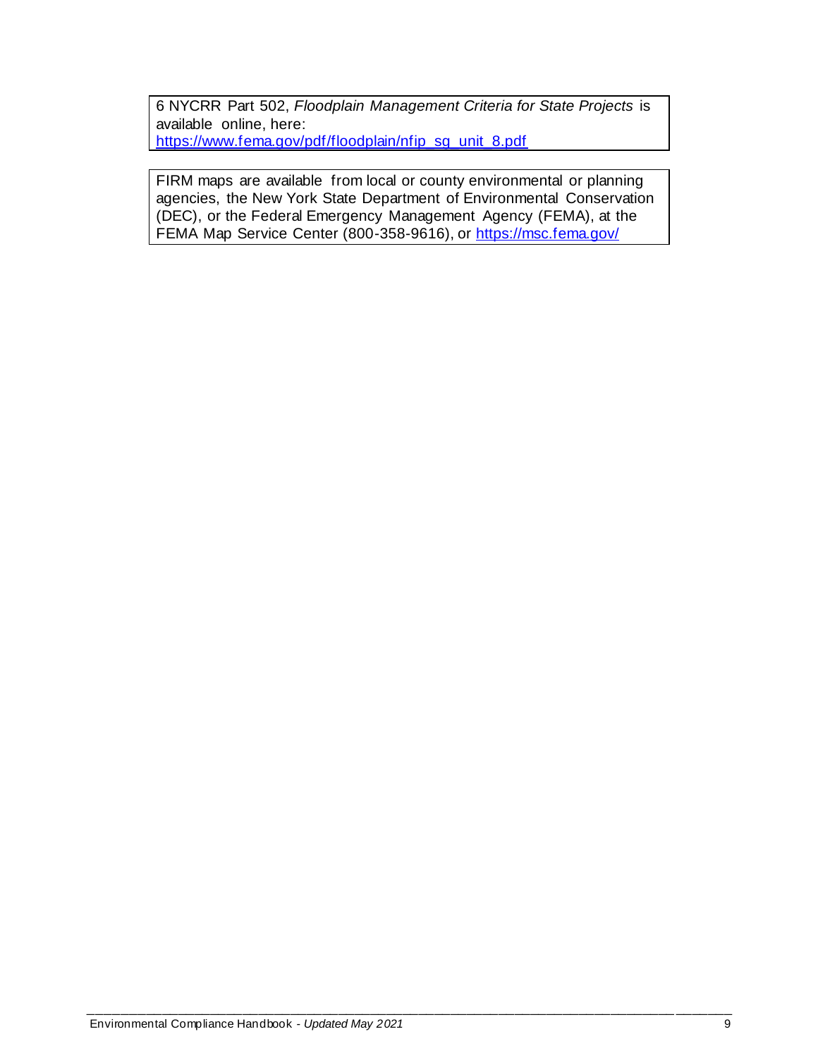6 NYCRR Part 502, *Floodplain Management Criteria for State Projects* is available online, here: [https://www.fema.gov/pdf/floodplain/nfip_sg_unit_8.pdf](https://www.fema.gov/pdf/floodplain/nfip_sg_unit_8.pdf)

FIRM maps are available from local or county environmental or planning agencies, the New York State Department of Environmental Conservation (DEC), or the Federal Emergency Management Agency (FEMA), at the FEMA Map Service Center (800-358-9616), or [https://msc.fema.gov/](https://msc.fema.gov/)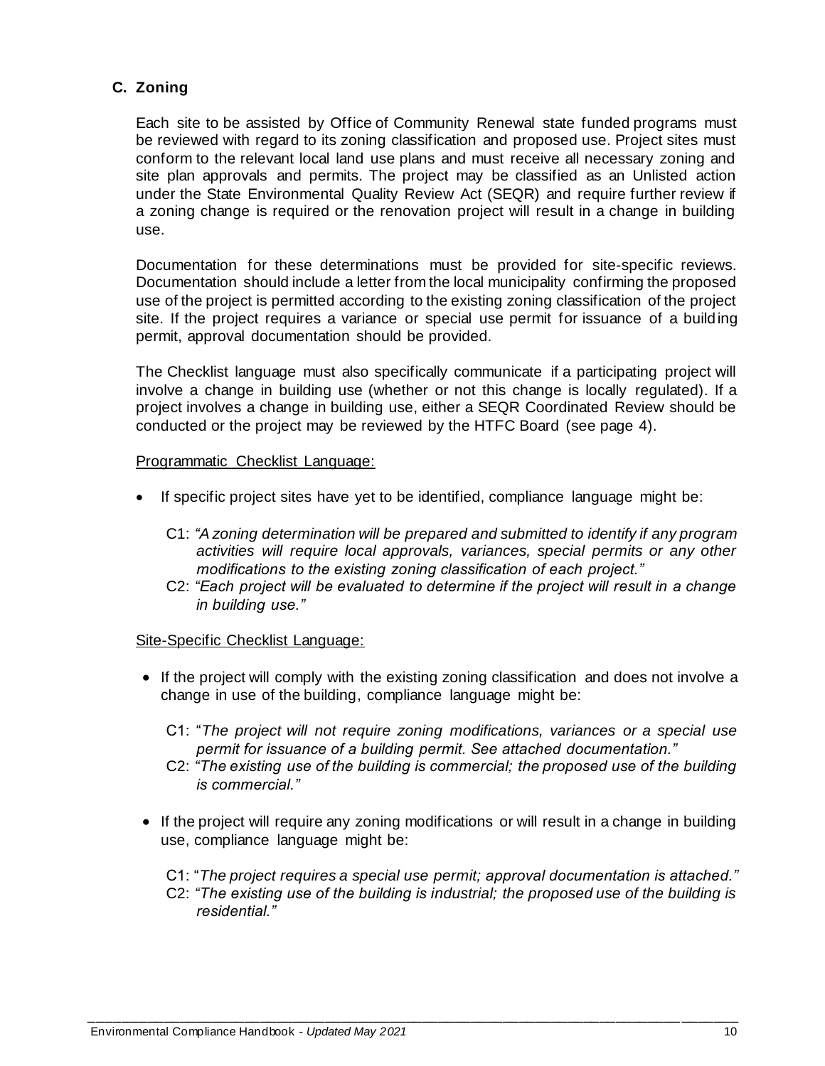## C. Zoning

Each site to be assisted by Office of Community Renewal state funded programs must be reviewed with regard to its zoning classification and proposed use. Project sites must conform to the relevant local land use plans and must receive all necessary zoning and site plan approvals and permits. The project may be classified as an Unlisted action under the State Environmental Quality Review Act (SEQR) and require further review if a zoning change is required or the renovation project will result in a change in building use.

Documentation for these determinations must be provided for site-specific reviews. Documentation should include a letter from the local municipality confirming the proposed use of the project is permitted according to the existing zoning classification of the project site. If the project requires a variance or special use permit for issuance of a building permit, approval documentation should be provided.

The Checklist language must also specifically communicate if a participating project will involve a change in building use (whether or not this change is locally regulated). If a project involves a change in building use, either a SEQR Coordinated Review should be conducted or the project may be reviewed by the HTFC Board (see page 4).

Programmatic Checklist Language:

- If specific project sites have yet to be identified, compliance language might be:

  C1: *"A zoning determination will be prepared and submitted to identify if any program activities will require local approvals, variances, special permits or any other modifications to the existing zoning classification of each project."*

  C2: *"Each project will be evaluated to determine if the project will result in a change in building use."*

Site-Specific Checklist Language:

- If the project will comply with the existing zoning classification and does not involve a change in use of the building, compliance language might be:

  C1: "*The project will not require zoning modifications, variances or a special use permit for issuance of a building permit. See attached documentation."*

  C2: *"The existing use of the building is commercial; the proposed use of the building is commercial."*

- If the project will require any zoning modifications or will result in a change in building use, compliance language might be:

  C1: "*The project requires a special use permit; approval documentation is attached."*

  C2: *"The existing use of the building is industrial; the proposed use of the building is residential."*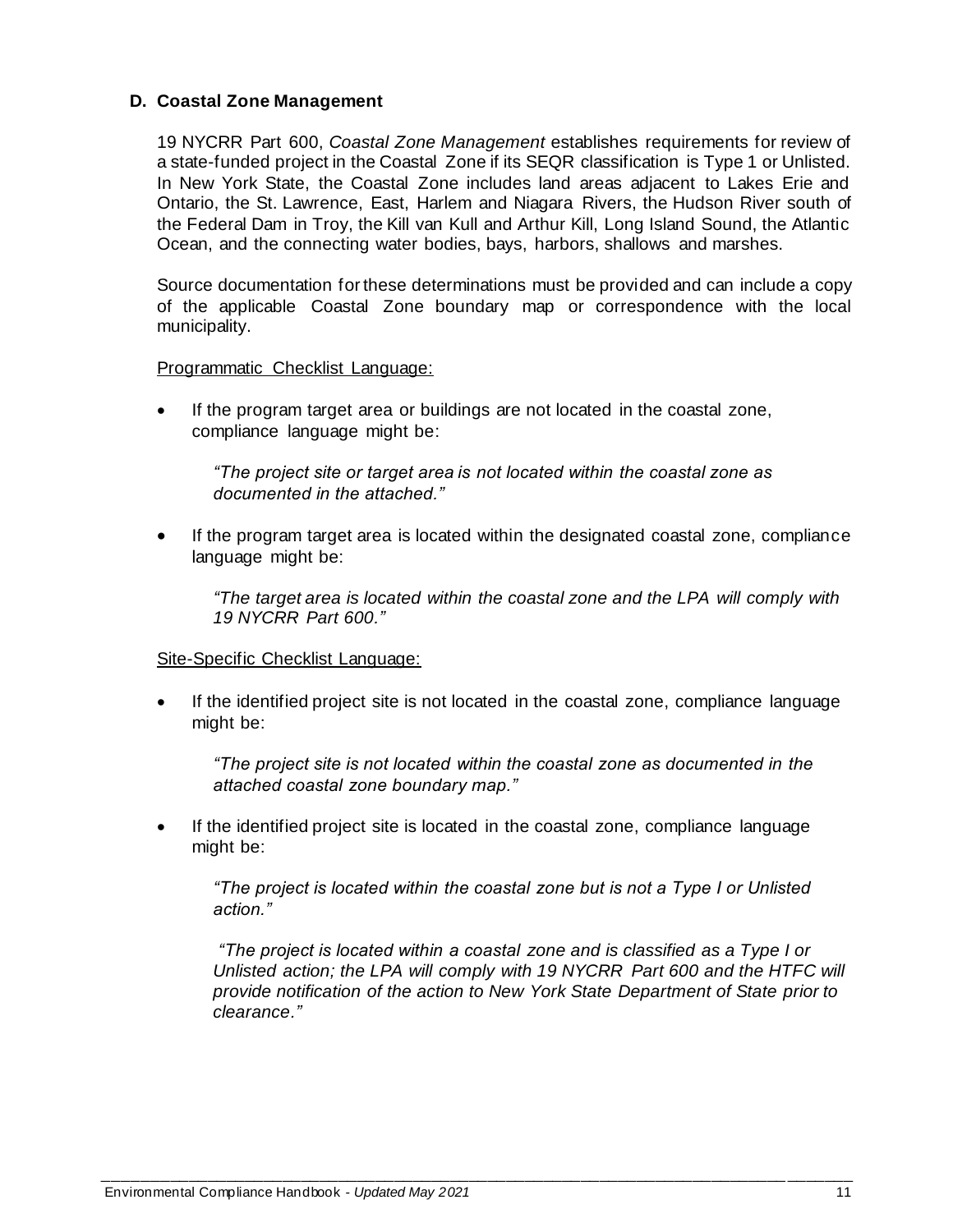### D. Coastal Zone Management

19 NYCRR Part 600, *Coastal Zone Management* establishes requirements for review of a state-funded project in the Coastal Zone if its SEQR classification is Type 1 or Unlisted. In New York State, the Coastal Zone includes land areas adjacent to Lakes Erie and Ontario, the St. Lawrence, East, Harlem and Niagara Rivers, the Hudson River south of the Federal Dam in Troy, the Kill van Kull and Arthur Kill, Long Island Sound, the Atlantic Ocean, and the connecting water bodies, bays, harbors, shallows and marshes.

Source documentation for these determinations must be provided and can include a copy of the applicable Coastal Zone boundary map or correspondence with the local municipality.

Programmatic Checklist Language:

- If the program target area or buildings are not located in the coastal zone, compliance language might be:

  *"The project site or target area is not located within the coastal zone as documented in the attached."*

- If the program target area is located within the designated coastal zone, compliance language might be:

  *"The target area is located within the coastal zone and the LPA will comply with 19 NYCRR Part 600."*

Site-Specific Checklist Language:

- If the identified project site is not located in the coastal zone, compliance language might be:

  *"The project site is not located within the coastal zone as documented in the attached coastal zone boundary map."*

- If the identified project site is located in the coastal zone, compliance language might be:

  *"The project is located within the coastal zone but is not a Type I or Unlisted action."*

  *"The project is located within a coastal zone and is classified as a Type I or Unlisted action; the LPA will comply with 19 NYCRR Part 600 and the HTFC will provide notification of the action to New York State Department of State prior to clearance."*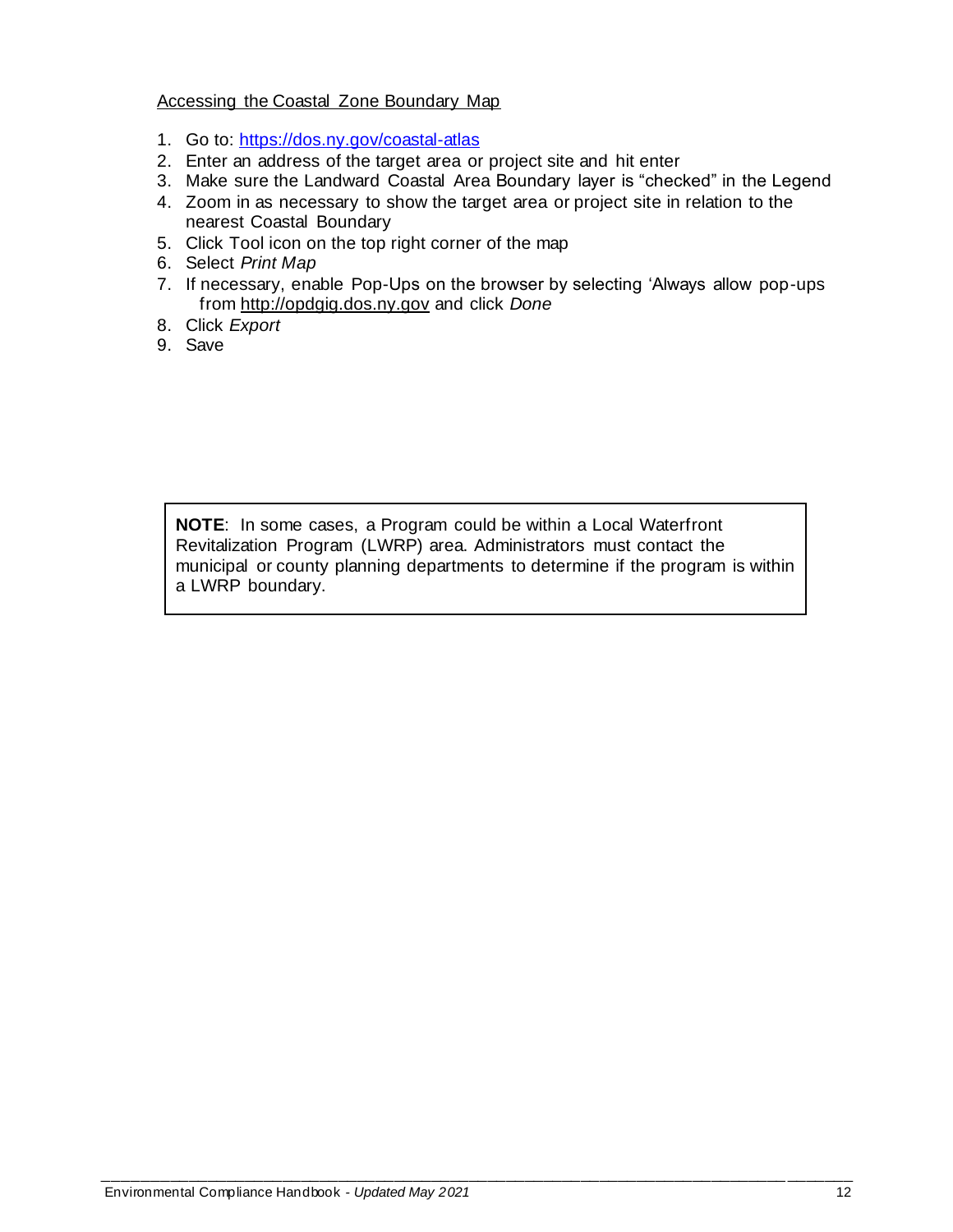Accessing the Coastal Zone Boundary Map

1. Go to: https://dos.ny.gov/coastal-atlas
2. Enter an address of the target area or project site and hit enter
3. Make sure the Landward Coastal Area Boundary layer is "checked" in the Legend
4. Zoom in as necessary to show the target area or project site in relation to the nearest Coastal Boundary
5. Click Tool icon on the top right corner of the map
6. Select *Print Map*
7. If necessary, enable Pop-Ups on the browser by selecting 'Always allow pop-ups from http://opdgig.dos.ny.gov and click *Done*
8. Click *Export*
9. Save

> **NOTE**: In some cases, a Program could be within a Local Waterfront Revitalization Program (LWRP) area. Administrators must contact the municipal or county planning departments to determine if the program is within a LWRP boundary.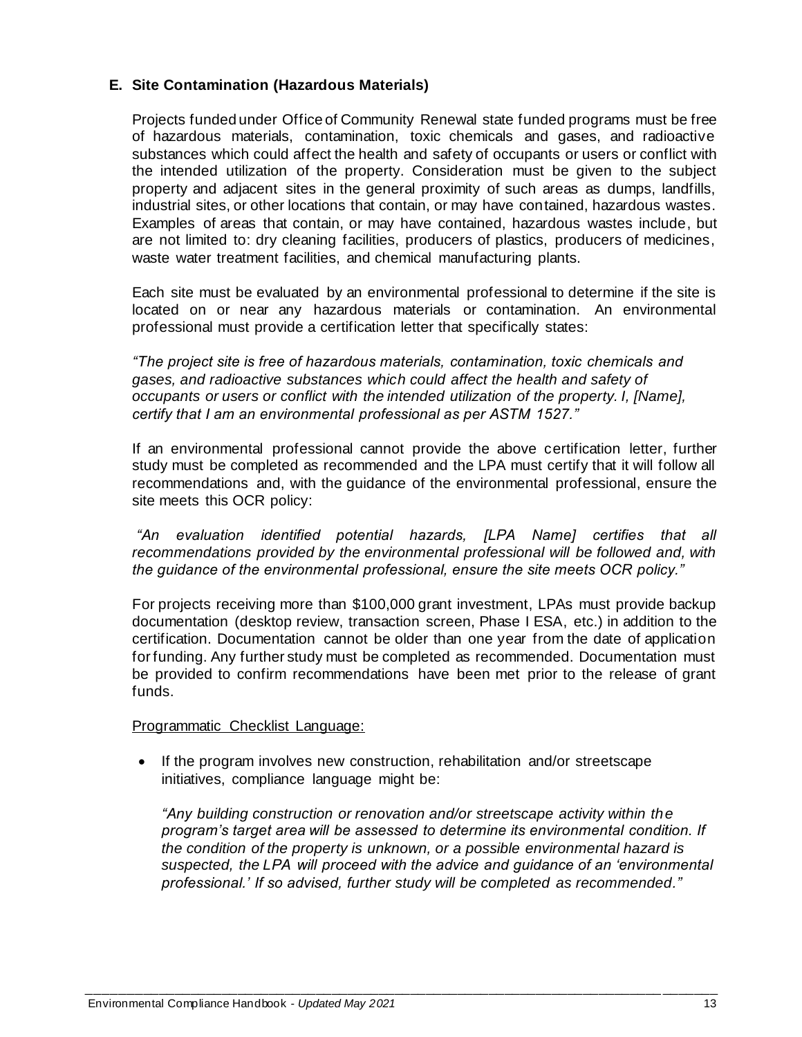### E. Site Contamination (Hazardous Materials)

Projects funded under Office of Community Renewal state funded programs must be free of hazardous materials, contamination, toxic chemicals and gases, and radioactive substances which could affect the health and safety of occupants or users or conflict with the intended utilization of the property. Consideration must be given to the subject property and adjacent sites in the general proximity of such areas as dumps, landfills, industrial sites, or other locations that contain, or may have contained, hazardous wastes. Examples of areas that contain, or may have contained, hazardous wastes include, but are not limited to: dry cleaning facilities, producers of plastics, producers of medicines, waste water treatment facilities, and chemical manufacturing plants.

Each site must be evaluated by an environmental professional to determine if the site is located on or near any hazardous materials or contamination. An environmental professional must provide a certification letter that specifically states:

*"The project site is free of hazardous materials, contamination, toxic chemicals and gases, and radioactive substances which could affect the health and safety of occupants or users or conflict with the intended utilization of the property. I, [Name], certify that I am an environmental professional as per ASTM 1527."*

If an environmental professional cannot provide the above certification letter, further study must be completed as recommended and the LPA must certify that it will follow all recommendations and, with the guidance of the environmental professional, ensure the site meets this OCR policy:

*"An evaluation identified potential hazards, [LPA Name] certifies that all recommendations provided by the environmental professional will be followed and, with the guidance of the environmental professional, ensure the site meets OCR policy."*

For projects receiving more than $100,000 grant investment, LPAs must provide backup documentation (desktop review, transaction screen, Phase I ESA, etc.) in addition to the certification. Documentation cannot be older than one year from the date of application for funding. Any further study must be completed as recommended. Documentation must be provided to confirm recommendations have been met prior to the release of grant funds.

<u>Programmatic Checklist Language:</u>

- If the program involves new construction, rehabilitation and/or streetscape initiatives, compliance language might be:

  *"Any building construction or renovation and/or streetscape activity within the program's target area will be assessed to determine its environmental condition. If the condition of the property is unknown, or a possible environmental hazard is suspected, the LPA will proceed with the advice and guidance of an 'environmental professional.' If so advised, further study will be completed as recommended."*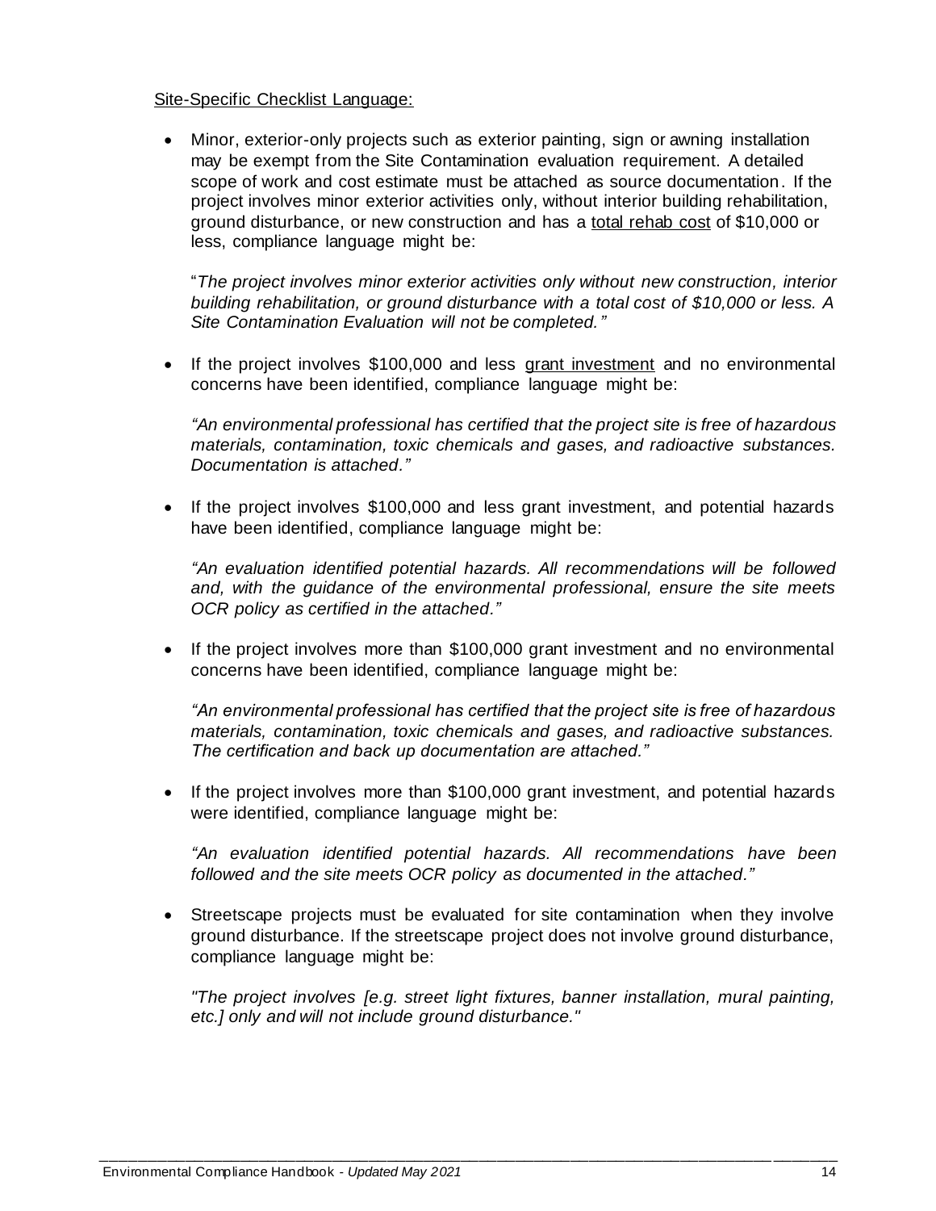<u>Site-Specific Checklist Language:</u>

- Minor, exterior-only projects such as exterior painting, sign or awning installation may be exempt from the Site Contamination evaluation requirement. A detailed scope of work and cost estimate must be attached as source documentation. If the project involves minor exterior activities only, without interior building rehabilitation, ground disturbance, or new construction and has a <u>total rehab cost</u> of $10,000 or less, compliance language might be:

  "*The project involves minor exterior activities only without new construction, interior building rehabilitation, or ground disturbance with a total cost of $10,000 or less. A Site Contamination Evaluation will not be completed.*"

- If the project involves $100,000 and less <u>grant investment</u> and no environmental concerns have been identified, compliance language might be:

  *"An environmental professional has certified that the project site is free of hazardous materials, contamination, toxic chemicals and gases, and radioactive substances. Documentation is attached."*

- If the project involves $100,000 and less grant investment, and potential hazards have been identified, compliance language might be:

  *"An evaluation identified potential hazards. All recommendations will be followed and, with the guidance of the environmental professional, ensure the site meets OCR policy as certified in the attached."*

- If the project involves more than $100,000 grant investment and no environmental concerns have been identified, compliance language might be:

  *"An environmental professional has certified that the project site is free of hazardous materials, contamination, toxic chemicals and gases, and radioactive substances. The certification and back up documentation are attached."*

- If the project involves more than $100,000 grant investment, and potential hazards were identified, compliance language might be:

  *"An evaluation identified potential hazards. All recommendations have been followed and the site meets OCR policy as documented in the attached."*

- Streetscape projects must be evaluated for site contamination when they involve ground disturbance. If the streetscape project does not involve ground disturbance, compliance language might be:

  *"The project involves [e.g. street light fixtures, banner installation, mural painting, etc.] only and will not include ground disturbance."*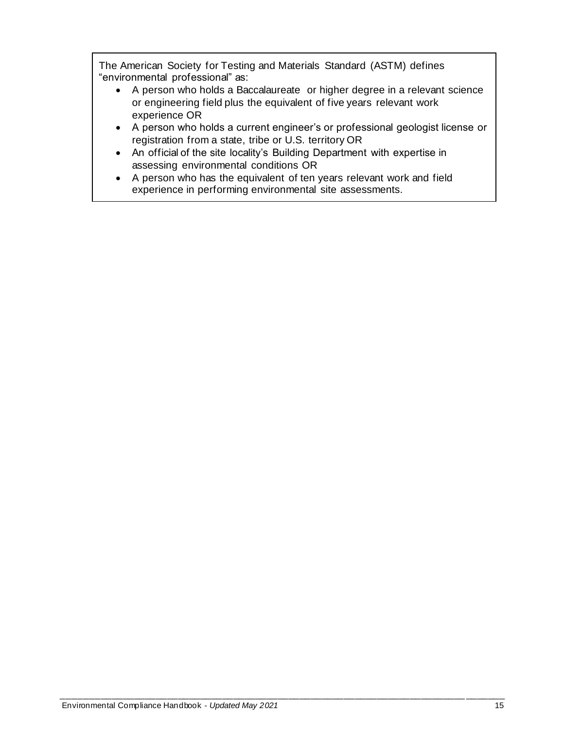The American Society for Testing and Materials Standard (ASTM) defines "environmental professional" as:

- A person who holds a Baccalaureate or higher degree in a relevant science or engineering field plus the equivalent of five years relevant work experience OR
- A person who holds a current engineer's or professional geologist license or registration from a state, tribe or U.S. territory OR
- An official of the site locality's Building Department with expertise in assessing environmental conditions OR
- A person who has the equivalent of ten years relevant work and field experience in performing environmental site assessments.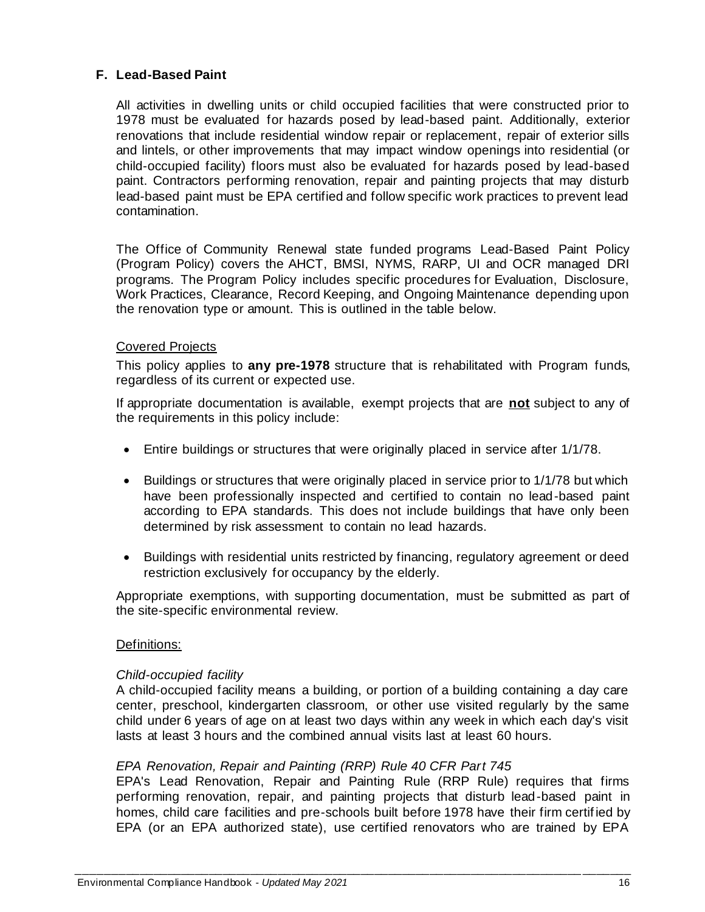### F. Lead-Based Paint

All activities in dwelling units or child occupied facilities that were constructed prior to 1978 must be evaluated for hazards posed by lead-based paint. Additionally, exterior renovations that include residential window repair or replacement, repair of exterior sills and lintels, or other improvements that may impact window openings into residential (or child-occupied facility) floors must also be evaluated for hazards posed by lead-based paint. Contractors performing renovation, repair and painting projects that may disturb lead-based paint must be EPA certified and follow specific work practices to prevent lead contamination.

The Office of Community Renewal state funded programs Lead-Based Paint Policy (Program Policy) covers the AHCT, BMSI, NYMS, RARP, UI and OCR managed DRI programs. The Program Policy includes specific procedures for Evaluation, Disclosure, Work Practices, Clearance, Record Keeping, and Ongoing Maintenance depending upon the renovation type or amount. This is outlined in the table below.

<u>Covered Projects</u>

This policy applies to **any pre-1978** structure that is rehabilitated with Program funds, regardless of its current or expected use.

If appropriate documentation is available, exempt projects that are <u>**not**</u> subject to any of the requirements in this policy include:

- Entire buildings or structures that were originally placed in service after 1/1/78.
- Buildings or structures that were originally placed in service prior to 1/1/78 but which have been professionally inspected and certified to contain no lead-based paint according to EPA standards. This does not include buildings that have only been determined by risk assessment to contain no lead hazards.
- Buildings with residential units restricted by financing, regulatory agreement or deed restriction exclusively for occupancy by the elderly.

Appropriate exemptions, with supporting documentation, must be submitted as part of the site-specific environmental review.

<u>Definitions:</u>

*Child-occupied facility*
A child-occupied facility means a building, or portion of a building containing a day care center, preschool, kindergarten classroom, or other use visited regularly by the same child under 6 years of age on at least two days within any week in which each day's visit lasts at least 3 hours and the combined annual visits last at least 60 hours.

*EPA Renovation, Repair and Painting (RRP) Rule 40 CFR Part 745*
EPA's Lead Renovation, Repair and Painting Rule (RRP Rule) requires that firms performing renovation, repair, and painting projects that disturb lead-based paint in homes, child care facilities and pre-schools built before 1978 have their firm certified by EPA (or an EPA authorized state), use certified renovators who are trained by EPA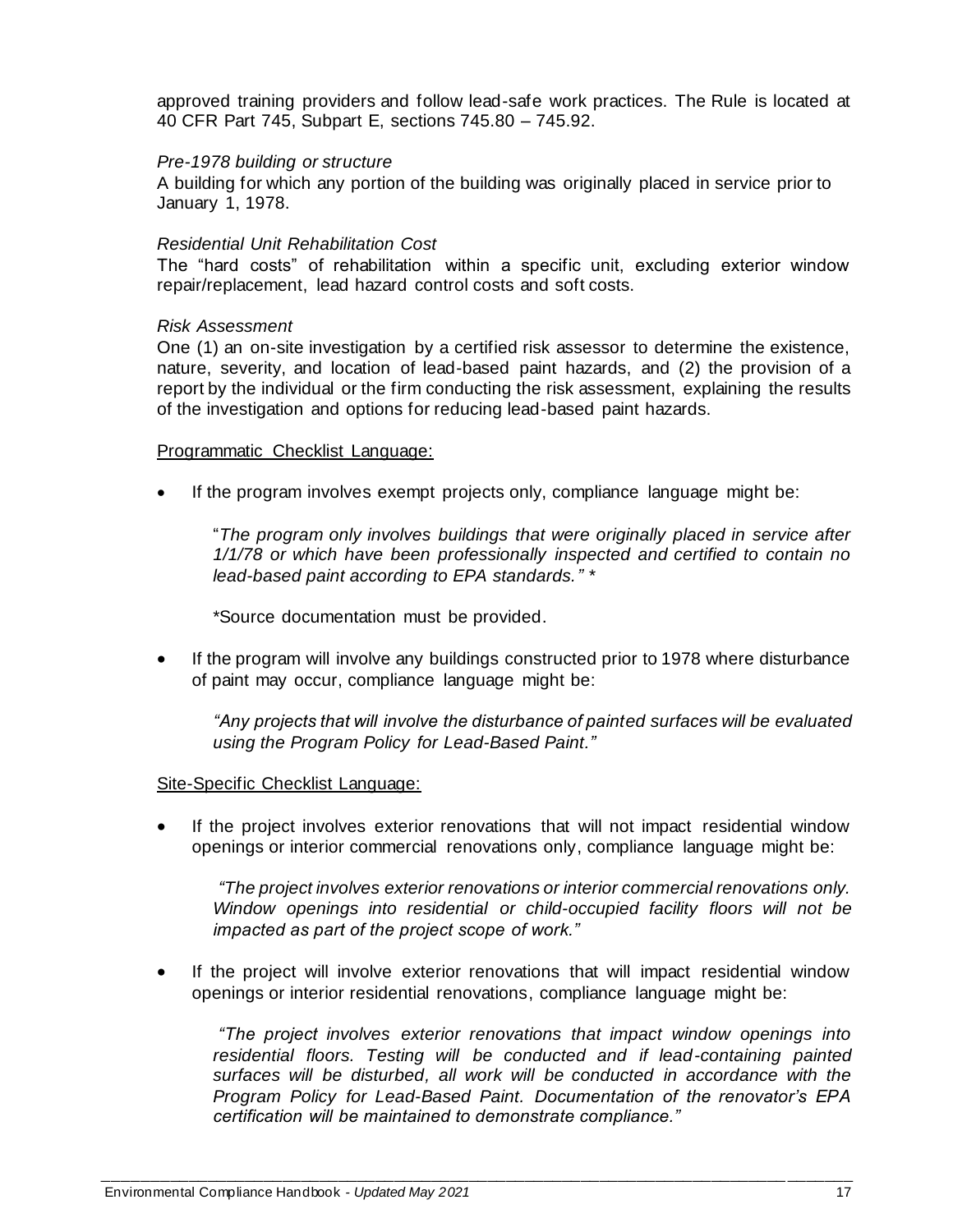approved training providers and follow lead-safe work practices. The Rule is located at 40 CFR Part 745, Subpart E, sections 745.80 – 745.92.

*Pre-1978 building or structure*
A building for which any portion of the building was originally placed in service prior to January 1, 1978.

*Residential Unit Rehabilitation Cost*
The "hard costs" of rehabilitation within a specific unit, excluding exterior window repair/replacement, lead hazard control costs and soft costs.

*Risk Assessment*
One (1) an on-site investigation by a certified risk assessor to determine the existence, nature, severity, and location of lead-based paint hazards, and (2) the provision of a report by the individual or the firm conducting the risk assessment, explaining the results of the investigation and options for reducing lead-based paint hazards.

Programmatic Checklist Language:

- If the program involves exempt projects only, compliance language might be:

  "*The program only involves buildings that were originally placed in service after 1/1/78 or which have been professionally inspected and certified to contain no lead-based paint according to EPA standards." **

  *Source documentation must be provided.

- If the program will involve any buildings constructed prior to 1978 where disturbance of paint may occur, compliance language might be:

  *"Any projects that will involve the disturbance of painted surfaces will be evaluated using the Program Policy for Lead-Based Paint."*

Site-Specific Checklist Language:

- If the project involves exterior renovations that will not impact residential window openings or interior commercial renovations only, compliance language might be:

  *"The project involves exterior renovations or interior commercial renovations only. Window openings into residential or child-occupied facility floors will not be impacted as part of the project scope of work."*

- If the project will involve exterior renovations that will impact residential window openings or interior residential renovations, compliance language might be:

  *"The project involves exterior renovations that impact window openings into residential floors. Testing will be conducted and if lead-containing painted surfaces will be disturbed, all work will be conducted in accordance with the Program Policy for Lead-Based Paint. Documentation of the renovator's EPA certification will be maintained to demonstrate compliance."*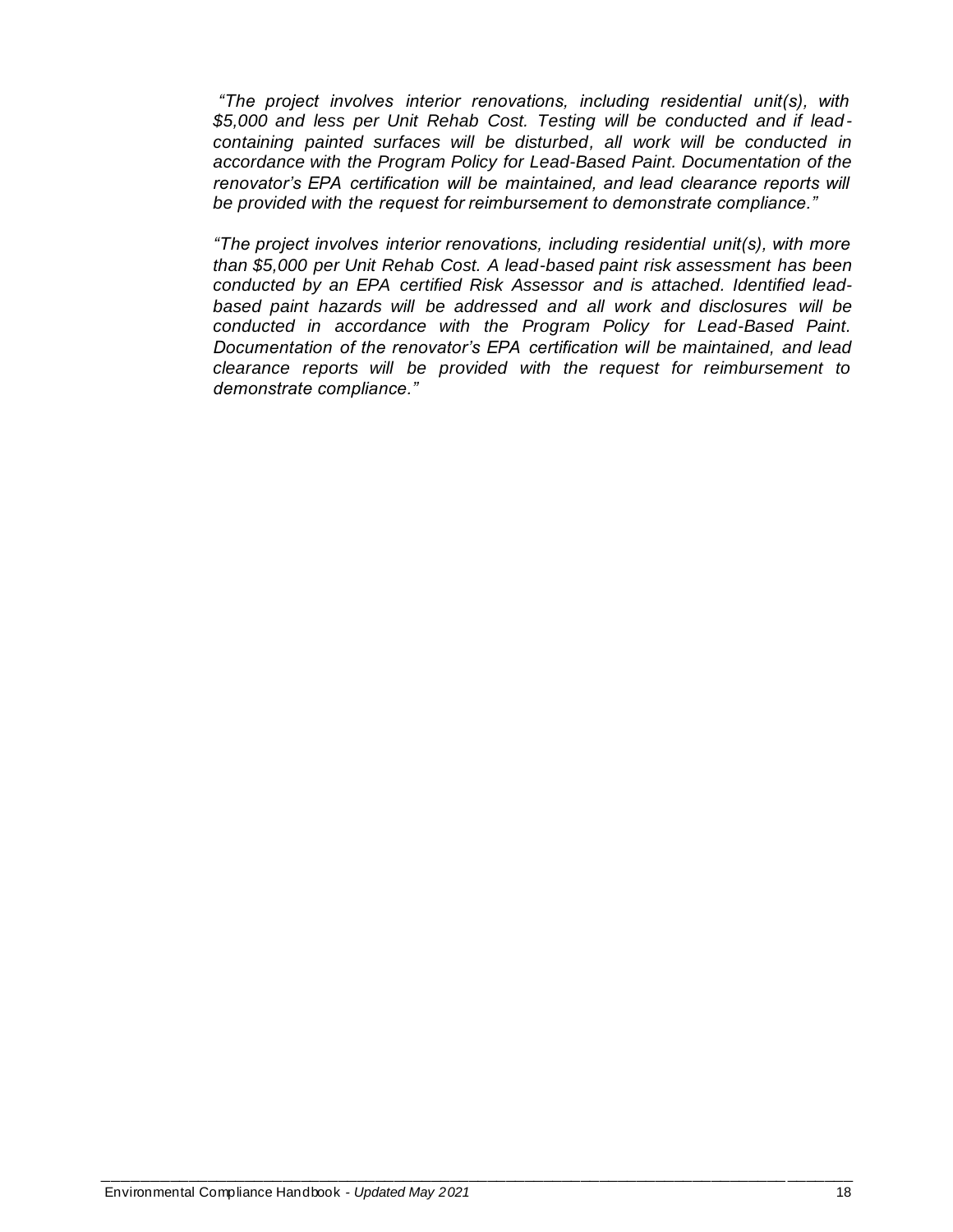*“The project involves interior renovations, including residential unit(s), with $5,000 and less per Unit Rehab Cost. Testing will be conducted and if lead-containing painted surfaces will be disturbed, all work will be conducted in accordance with the Program Policy for Lead-Based Paint. Documentation of the renovator’s EPA certification will be maintained, and lead clearance reports will be provided with the request for reimbursement to demonstrate compliance.”*

*“The project involves interior renovations, including residential unit(s), with more than $5,000 per Unit Rehab Cost. A lead-based paint risk assessment has been conducted by an EPA certified Risk Assessor and is attached. Identified lead-based paint hazards will be addressed and all work and disclosures will be conducted in accordance with the Program Policy for Lead-Based Paint. Documentation of the renovator’s EPA certification will be maintained, and lead clearance reports will be provided with the request for reimbursement to demonstrate compliance.”*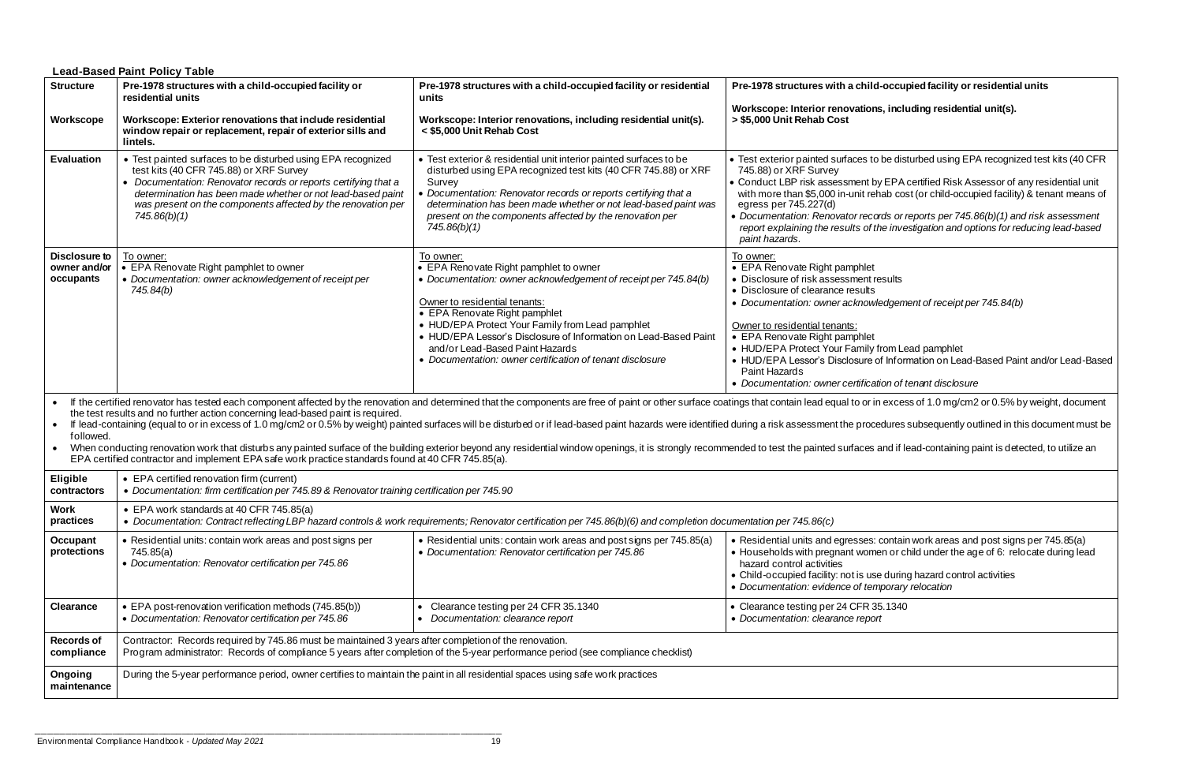**Lead-Based Paint Policy Table**

| **Structure** | **Pre-1978 structures with a child-occupied facility or residential units** | **Pre-1978 structures with a child-occupied facility or residential units** | **Pre-1978 structures with a child-occupied facility or residential units** |
|---|---|---|---|
| **Workscope** | **Workscope: Exterior renovations that include residential window repair or replacement, repair of exterior sills and lintels.** | **Workscope: Interior renovations, including residential unit(s). < $5,000 Unit Rehab Cost** | **Workscope: Interior renovations, including residential unit(s). > $5,000 Unit Rehab Cost** |
| **Evaluation** | • Test painted surfaces to be disturbed using EPA recognized test kits (40 CFR 745.88) or XRF Survey<br>• *Documentation: Renovator records or reports certifying that a determination has been made whether or not lead-based paint was present on the components affected by the renovation per 745.86(b)(1)* | • Test exterior & residential unit interior painted surfaces to be disturbed using EPA recognized test kits (40 CFR 745.88) or XRF Survey<br>• *Documentation: Renovator records or reports certifying that a determination has been made whether or not lead-based paint was present on the components affected by the renovation per 745.86(b)(1)* | • Test exterior painted surfaces to be disturbed using EPA recognized test kits (40 CFR 745.88) or XRF Survey<br>• Conduct LBP risk assessment by EPA certified Risk Assessor of any residential unit with more than $5,000 in-unit rehab cost (or child-occupied facility) & tenant means of egress per 745.227(d)<br>• *Documentation: Renovator records or reports per 745.86(b)(1) and risk assessment report explaining the results of the investigation and options for reducing lead-based paint hazards.* |
| **Disclosure to owner and/or occupants** | To owner:<br>• EPA Renovate Right pamphlet to owner<br>• *Documentation: owner acknowledgement of receipt per 745.84(b)* | To owner:<br>• EPA Renovate Right pamphlet to owner<br>• *Documentation: owner acknowledgement of receipt per 745.84(b)*<br><br>Owner to residential tenants:<br>• EPA Renovate Right pamphlet<br>• HUD/EPA Protect Your Family from Lead pamphlet<br>• HUD/EPA Lessor's Disclosure of Information on Lead-Based Paint and/or Lead-Based Paint Hazards<br>• *Documentation: owner certification of tenant disclosure* | To owner:<br>• EPA Renovate Right pamphlet<br>• Disclosure of risk assessment results<br>• Disclosure of clearance results<br>• *Documentation: owner acknowledgement of receipt per 745.84(b)*<br><br>Owner to residential tenants:<br>• EPA Renovate Right pamphlet<br>• HUD/EPA Protect Your Family from Lead pamphlet<br>• HUD/EPA Lessor's Disclosure of Information on Lead-Based Paint and/or Lead-Based Paint Hazards<br>• *Documentation: owner certification of tenant disclosure* |

- If the certified renovator has tested each component affected by the renovation and determined that the components are free of paint or other surface coatings that contain lead equal to or in excess of 1.0 mg/cm2 or 0.5% by weight, document the test results and no further action concerning lead-based paint is required.
- If lead-containing (equal to or in excess of 1.0 mg/cm2 or 0.5% by weight) painted surfaces will be disturbed or if lead-based paint hazards were identified during a risk assessment the procedures subsequently outlined in this document must be followed.
- When conducting renovation work that disturbs any painted surface of the building exterior beyond any residential window openings, it is strongly recommended to test the painted surfaces and if lead-containing paint is detected, to utilize an EPA certified contractor and implement EPA safe work practice standards found at 40 CFR 745.85(a).

| | | | |
|---|---|---|---|
| **Eligible contractors** | • EPA certified renovation firm (current)<br>• *Documentation: firm certification per 745.89 & Renovator training certification per 745.90* | | |
| **Work practices** | • EPA work standards at 40 CFR 745.85(a)<br>• *Documentation: Contract reflecting LBP hazard controls & work requirements; Renovator certification per 745.86(b)(6) and completion documentation per 745.86(c)* | | |
| **Occupant protections** | • Residential units: contain work areas and post signs per 745.85(a)<br>• *Documentation: Renovator certification per 745.86* | • Residential units: contain work areas and post signs per 745.85(a)<br>• *Documentation: Renovator certification per 745.86* | • Residential units and egresses: contain work areas and post signs per 745.85(a)<br>• Households with pregnant women or child under the age of 6: relocate during lead hazard control activities<br>• Child-occupied facility: not is use during hazard control activities<br>• *Documentation: evidence of temporary relocation* |
| **Clearance** | • EPA post-renovation verification methods (745.85(b))<br>• *Documentation: Renovator certification per 745.86* | • Clearance testing per 24 CFR 35.1340<br>• *Documentation: clearance report* | • Clearance testing per 24 CFR 35.1340<br>• *Documentation: clearance report* |
| **Records of compliance** | Contractor: Records required by 745.86 must be maintained 3 years after completion of the renovation.<br>Program administrator: Records of compliance 5 years after completion of the 5-year performance period (see compliance checklist) | | |
| **Ongoing maintenance** | During the 5-year performance period, owner certifies to maintain the paint in all residential spaces using safe work practices | | |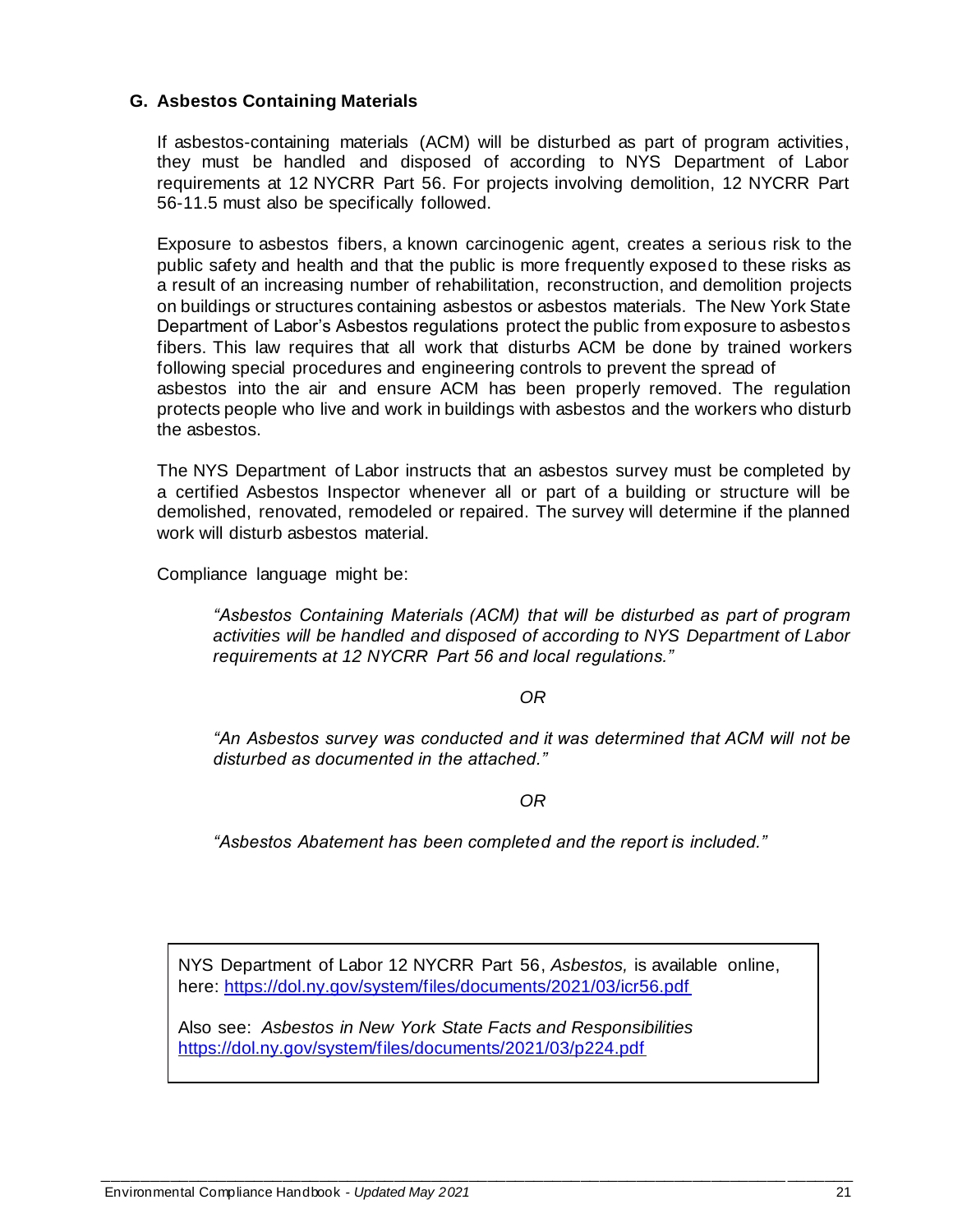### G. Asbestos Containing Materials

If asbestos-containing materials (ACM) will be disturbed as part of program activities, they must be handled and disposed of according to NYS Department of Labor requirements at 12 NYCRR Part 56. For projects involving demolition, 12 NYCRR Part 56-11.5 must also be specifically followed.

Exposure to asbestos fibers, a known carcinogenic agent, creates a serious risk to the public safety and health and that the public is more frequently exposed to these risks as a result of an increasing number of rehabilitation, reconstruction, and demolition projects on buildings or structures containing asbestos or asbestos materials. The New York State Department of Labor's Asbestos regulations protect the public from exposure to asbestos fibers. This law requires that all work that disturbs ACM be done by trained workers following special procedures and engineering controls to prevent the spread of asbestos into the air and ensure ACM has been properly removed. The regulation protects people who live and work in buildings with asbestos and the workers who disturb the asbestos.

The NYS Department of Labor instructs that an asbestos survey must be completed by a certified Asbestos Inspector whenever all or part of a building or structure will be demolished, renovated, remodeled or repaired. The survey will determine if the planned work will disturb asbestos material.

Compliance language might be:

*"Asbestos Containing Materials (ACM) that will be disturbed as part of program activities will be handled and disposed of according to NYS Department of Labor requirements at 12 NYCRR Part 56 and local regulations."*

*OR*

*"An Asbestos survey was conducted and it was determined that ACM will not be disturbed as documented in the attached."*

*OR*

*"Asbestos Abatement has been completed and the report is included."*

NYS Department of Labor 12 NYCRR Part 56, *Asbestos,* is available online, here: https://dol.ny.gov/system/files/documents/2021/03/icr56.pdf

Also see: *Asbestos in New York State Facts and Responsibilities* https://dol.ny.gov/system/files/documents/2021/03/p224.pdf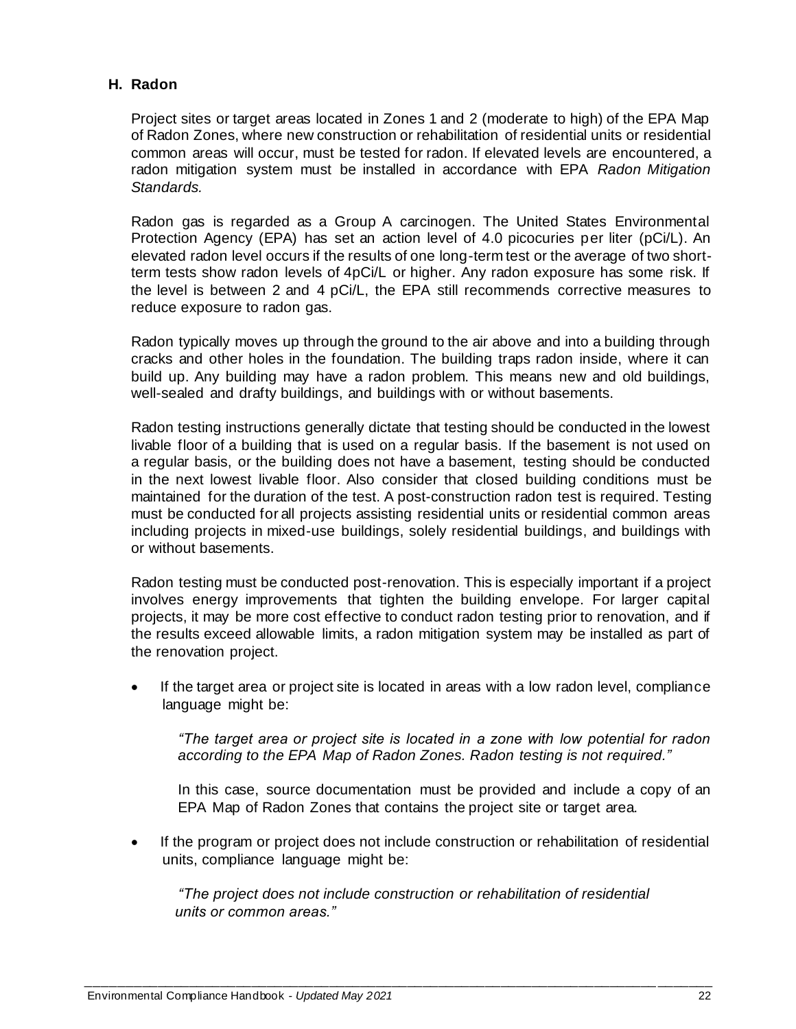### H. Radon

Project sites or target areas located in Zones 1 and 2 (moderate to high) of the EPA Map of Radon Zones, where new construction or rehabilitation of residential units or residential common areas will occur, must be tested for radon. If elevated levels are encountered, a radon mitigation system must be installed in accordance with EPA *Radon Mitigation Standards.*

Radon gas is regarded as a Group A carcinogen. The United States Environmental Protection Agency (EPA) has set an action level of 4.0 picocuries per liter (pCi/L). An elevated radon level occurs if the results of one long-term test or the average of two short-term tests show radon levels of 4pCi/L or higher. Any radon exposure has some risk. If the level is between 2 and 4 pCi/L, the EPA still recommends corrective measures to reduce exposure to radon gas.

Radon typically moves up through the ground to the air above and into a building through cracks and other holes in the foundation. The building traps radon inside, where it can build up. Any building may have a radon problem. This means new and old buildings, well-sealed and drafty buildings, and buildings with or without basements.

Radon testing instructions generally dictate that testing should be conducted in the lowest livable floor of a building that is used on a regular basis. If the basement is not used on a regular basis, or the building does not have a basement, testing should be conducted in the next lowest livable floor. Also consider that closed building conditions must be maintained for the duration of the test. A post-construction radon test is required. Testing must be conducted for all projects assisting residential units or residential common areas including projects in mixed-use buildings, solely residential buildings, and buildings with or without basements.

Radon testing must be conducted post-renovation. This is especially important if a project involves energy improvements that tighten the building envelope. For larger capital projects, it may be more cost effective to conduct radon testing prior to renovation, and if the results exceed allowable limits, a radon mitigation system may be installed as part of the renovation project.

- If the target area or project site is located in areas with a low radon level, compliance language might be:

  *"The target area or project site is located in a zone with low potential for radon according to the EPA Map of Radon Zones. Radon testing is not required."*

  In this case, source documentation must be provided and include a copy of an EPA Map of Radon Zones that contains the project site or target area.

- If the program or project does not include construction or rehabilitation of residential units, compliance language might be:

  *"The project does not include construction or rehabilitation of residential units or common areas."*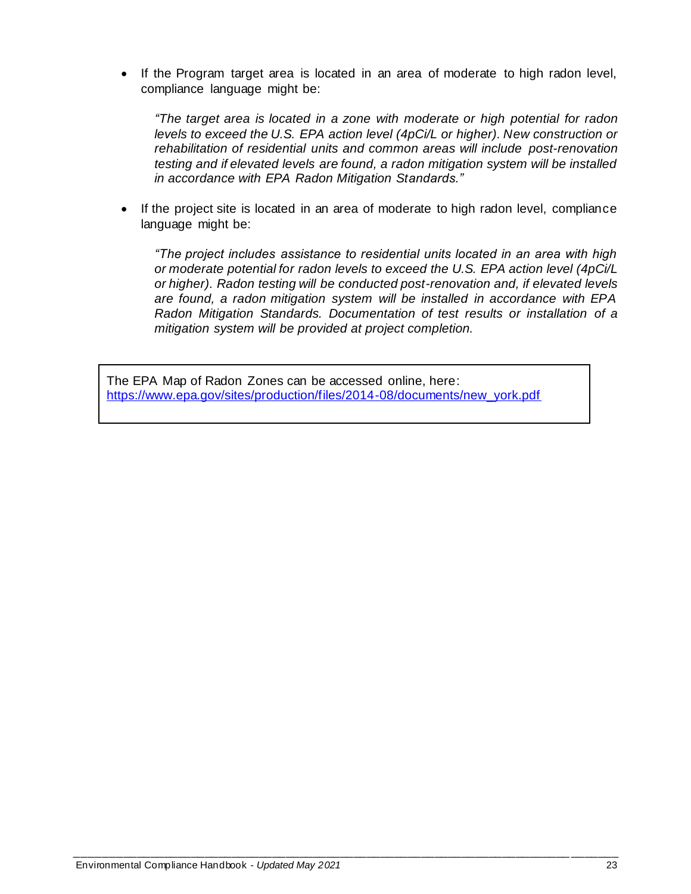- If the Program target area is located in an area of moderate to high radon level, compliance language might be:

  *"The target area is located in a zone with moderate or high potential for radon levels to exceed the U.S. EPA action level (4pCi/L or higher). New construction or rehabilitation of residential units and common areas will include post-renovation testing and if elevated levels are found, a radon mitigation system will be installed in accordance with EPA Radon Mitigation Standards."*

- If the project site is located in an area of moderate to high radon level, compliance language might be:

  *"The project includes assistance to residential units located in an area with high or moderate potential for radon levels to exceed the U.S. EPA action level (4pCi/L or higher). Radon testing will be conducted post-renovation and, if elevated levels are found, a radon mitigation system will be installed in accordance with EPA Radon Mitigation Standards. Documentation of test results or installation of a mitigation system will be provided at project completion.*

| The EPA Map of Radon Zones can be accessed online, here: https://www.epa.gov/sites/production/files/2014-08/documents/new_york.pdf |
|---|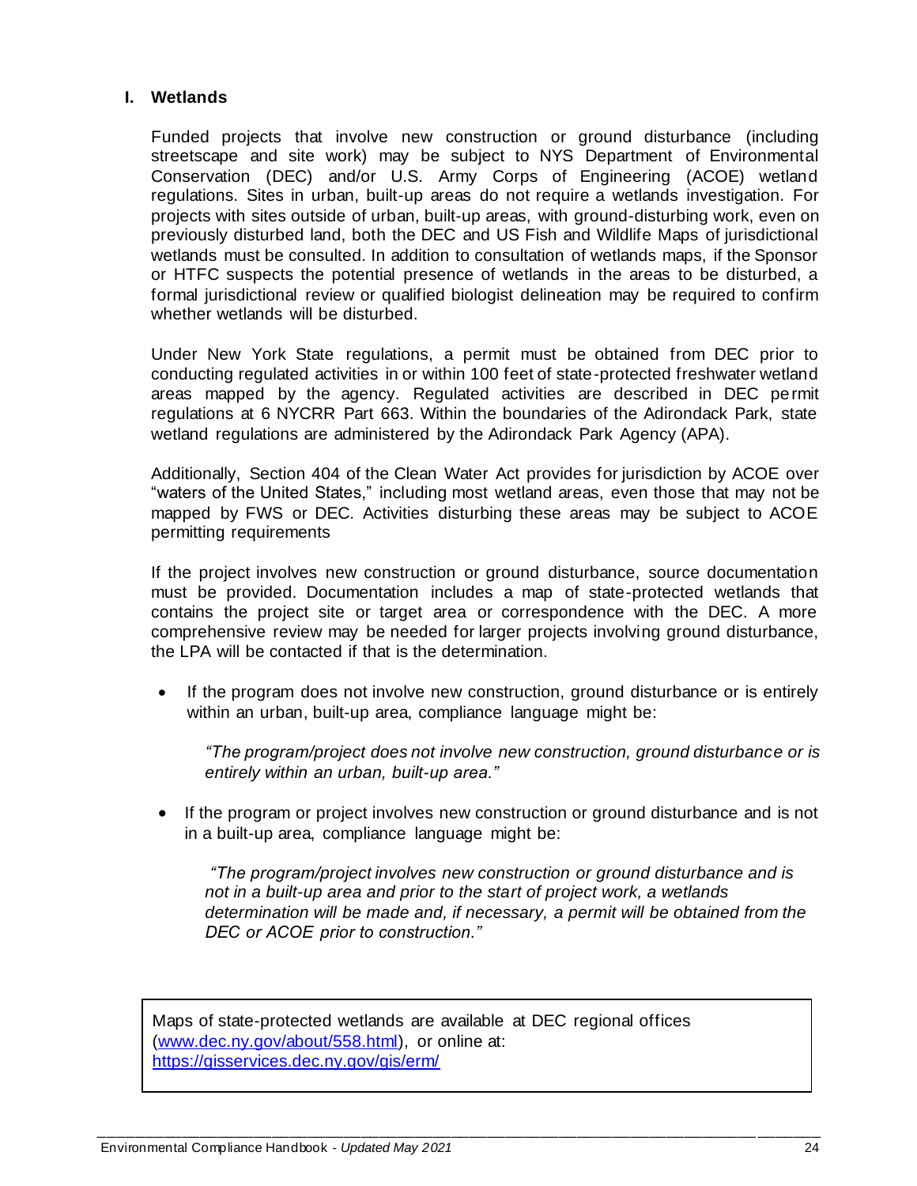## I. Wetlands

Funded projects that involve new construction or ground disturbance (including streetscape and site work) may be subject to NYS Department of Environmental Conservation (DEC) and/or U.S. Army Corps of Engineering (ACOE) wetland regulations. Sites in urban, built-up areas do not require a wetlands investigation. For projects with sites outside of urban, built-up areas, with ground-disturbing work, even on previously disturbed land, both the DEC and US Fish and Wildlife Maps of jurisdictional wetlands must be consulted. In addition to consultation of wetlands maps, if the Sponsor or HTFC suspects the potential presence of wetlands in the areas to be disturbed, a formal jurisdictional review or qualified biologist delineation may be required to confirm whether wetlands will be disturbed.

Under New York State regulations, a permit must be obtained from DEC prior to conducting regulated activities in or within 100 feet of state-protected freshwater wetland areas mapped by the agency. Regulated activities are described in DEC permit regulations at 6 NYCRR Part 663. Within the boundaries of the Adirondack Park, state wetland regulations are administered by the Adirondack Park Agency (APA).

Additionally, Section 404 of the Clean Water Act provides for jurisdiction by ACOE over "waters of the United States," including most wetland areas, even those that may not be mapped by FWS or DEC. Activities disturbing these areas may be subject to ACOE permitting requirements

If the project involves new construction or ground disturbance, source documentation must be provided. Documentation includes a map of state-protected wetlands that contains the project site or target area or correspondence with the DEC. A more comprehensive review may be needed for larger projects involving ground disturbance, the LPA will be contacted if that is the determination.

- If the program does not involve new construction, ground disturbance or is entirely within an urban, built-up area, compliance language might be:

  *"The program/project does not involve new construction, ground disturbance or is entirely within an urban, built-up area."*

- If the program or project involves new construction or ground disturbance and is not in a built-up area, compliance language might be:

  *"The program/project involves new construction or ground disturbance and is not in a built-up area and prior to the start of project work, a wetlands determination will be made and, if necessary, a permit will be obtained from the DEC or ACOE prior to construction."*

Maps of state-protected wetlands are available at DEC regional offices (www.dec.ny.gov/about/558.html), or online at: https://gisservices.dec.ny.gov/gis/erm/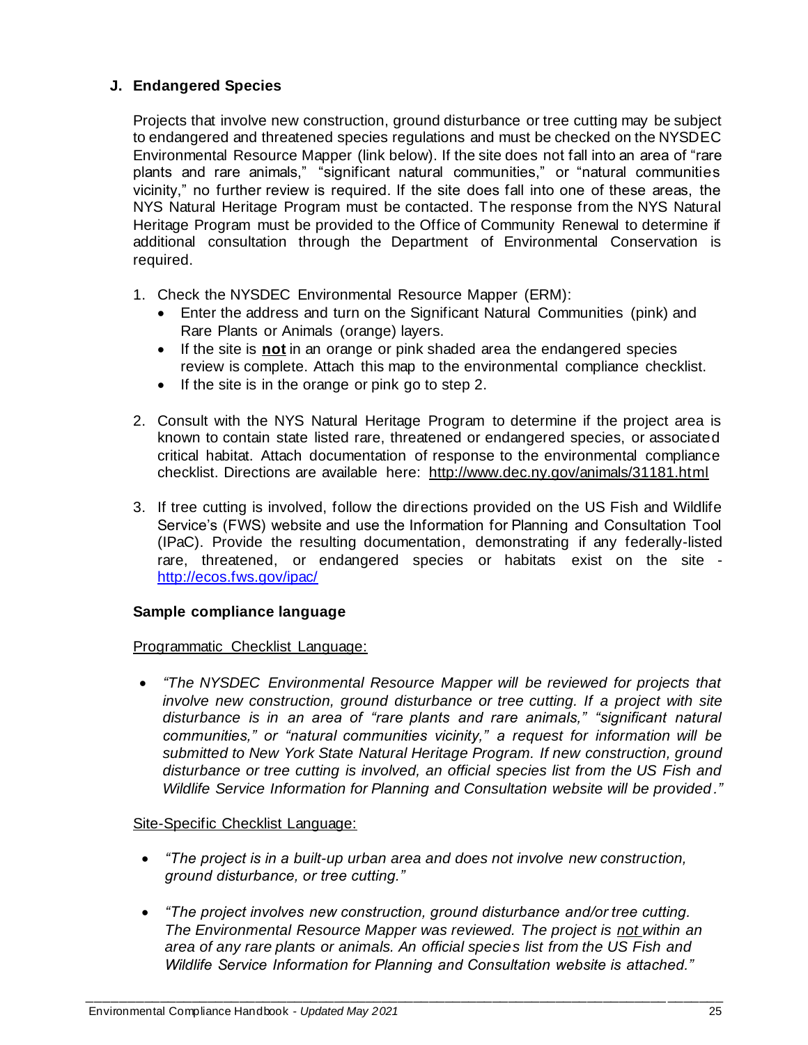## J. Endangered Species

Projects that involve new construction, ground disturbance or tree cutting may be subject to endangered and threatened species regulations and must be checked on the NYSDEC Environmental Resource Mapper (link below). If the site does not fall into an area of "rare plants and rare animals," "significant natural communities," or "natural communities vicinity," no further review is required. If the site does fall into one of these areas, the NYS Natural Heritage Program must be contacted. The response from the NYS Natural Heritage Program must be provided to the Office of Community Renewal to determine if additional consultation through the Department of Environmental Conservation is required.

1. Check the NYSDEC Environmental Resource Mapper (ERM):
   - Enter the address and turn on the Significant Natural Communities (pink) and Rare Plants or Animals (orange) layers.
   - If the site is **not** in an orange or pink shaded area the endangered species review is complete. Attach this map to the environmental compliance checklist.
   - If the site is in the orange or pink go to step 2.

2. Consult with the NYS Natural Heritage Program to determine if the project area is known to contain state listed rare, threatened or endangered species, or associated critical habitat. Attach documentation of response to the environmental compliance checklist. Directions are available here: http://www.dec.ny.gov/animals/31181.html

3. If tree cutting is involved, follow the directions provided on the US Fish and Wildlife Service's (FWS) website and use the Information for Planning and Consultation Tool (IPaC). Provide the resulting documentation, demonstrating if any federally-listed rare, threatened, or endangered species or habitats exist on the site - http://ecos.fws.gov/ipac/

### Sample compliance language

Programmatic Checklist Language:

- *"The NYSDEC Environmental Resource Mapper will be reviewed for projects that involve new construction, ground disturbance or tree cutting. If a project with site disturbance is in an area of "rare plants and rare animals," "significant natural communities," or "natural communities vicinity," a request for information will be submitted to New York State Natural Heritage Program. If new construction, ground disturbance or tree cutting is involved, an official species list from the US Fish and Wildlife Service Information for Planning and Consultation website will be provided."*

Site-Specific Checklist Language:

- *"The project is in a built-up urban area and does not involve new construction, ground disturbance, or tree cutting."*

- *"The project involves new construction, ground disturbance and/or tree cutting. The Environmental Resource Mapper was reviewed. The project is not within an area of any rare plants or animals. An official species list from the US Fish and Wildlife Service Information for Planning and Consultation website is attached."*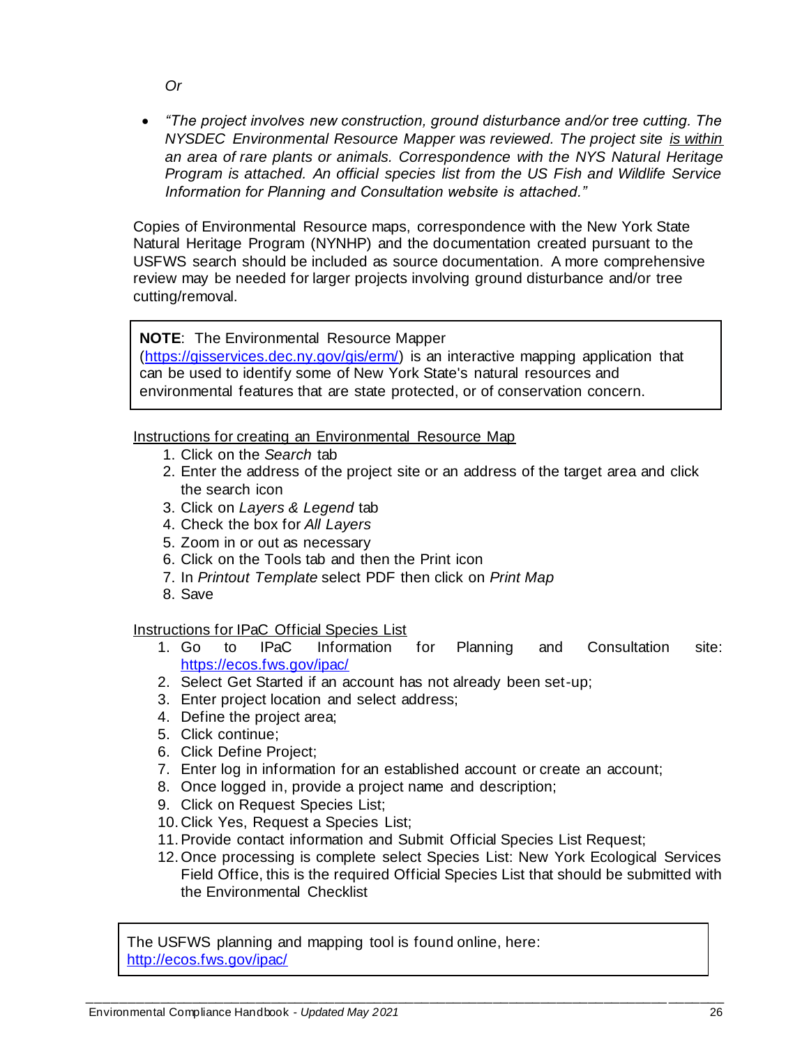*Or*

- *"The project involves new construction, ground disturbance and/or tree cutting. The NYSDEC Environmental Resource Mapper was reviewed. The project site is within an area of rare plants or animals. Correspondence with the NYS Natural Heritage Program is attached. An official species list from the US Fish and Wildlife Service Information for Planning and Consultation website is attached."*

Copies of Environmental Resource maps, correspondence with the New York State Natural Heritage Program (NYNHP) and the documentation created pursuant to the USFWS search should be included as source documentation. A more comprehensive review may be needed for larger projects involving ground disturbance and/or tree cutting/removal.

> **NOTE**: The Environmental Resource Mapper (https://gisservices.dec.ny.gov/gis/erm/) is an interactive mapping application that can be used to identify some of New York State's natural resources and environmental features that are state protected, or of conservation concern.

Instructions for creating an Environmental Resource Map

1. Click on the *Search* tab
2. Enter the address of the project site or an address of the target area and click the search icon
3. Click on *Layers & Legend* tab
4. Check the box for *All Layers*
5. Zoom in or out as necessary
6. Click on the Tools tab and then the Print icon
7. In *Printout Template* select PDF then click on *Print Map*
8. Save

Instructions for IPaC Official Species List

1. Go to IPaC Information for Planning and Consultation site: https://ecos.fws.gov/ipac/
2. Select Get Started if an account has not already been set-up;
3. Enter project location and select address;
4. Define the project area;
5. Click continue;
6. Click Define Project;
7. Enter log in information for an established account or create an account;
8. Once logged in, provide a project name and description;
9. Click on Request Species List;
10. Click Yes, Request a Species List;
11. Provide contact information and Submit Official Species List Request;
12. Once processing is complete select Species List: New York Ecological Services Field Office, this is the required Official Species List that should be submitted with the Environmental Checklist

> The USFWS planning and mapping tool is found online, here: http://ecos.fws.gov/ipac/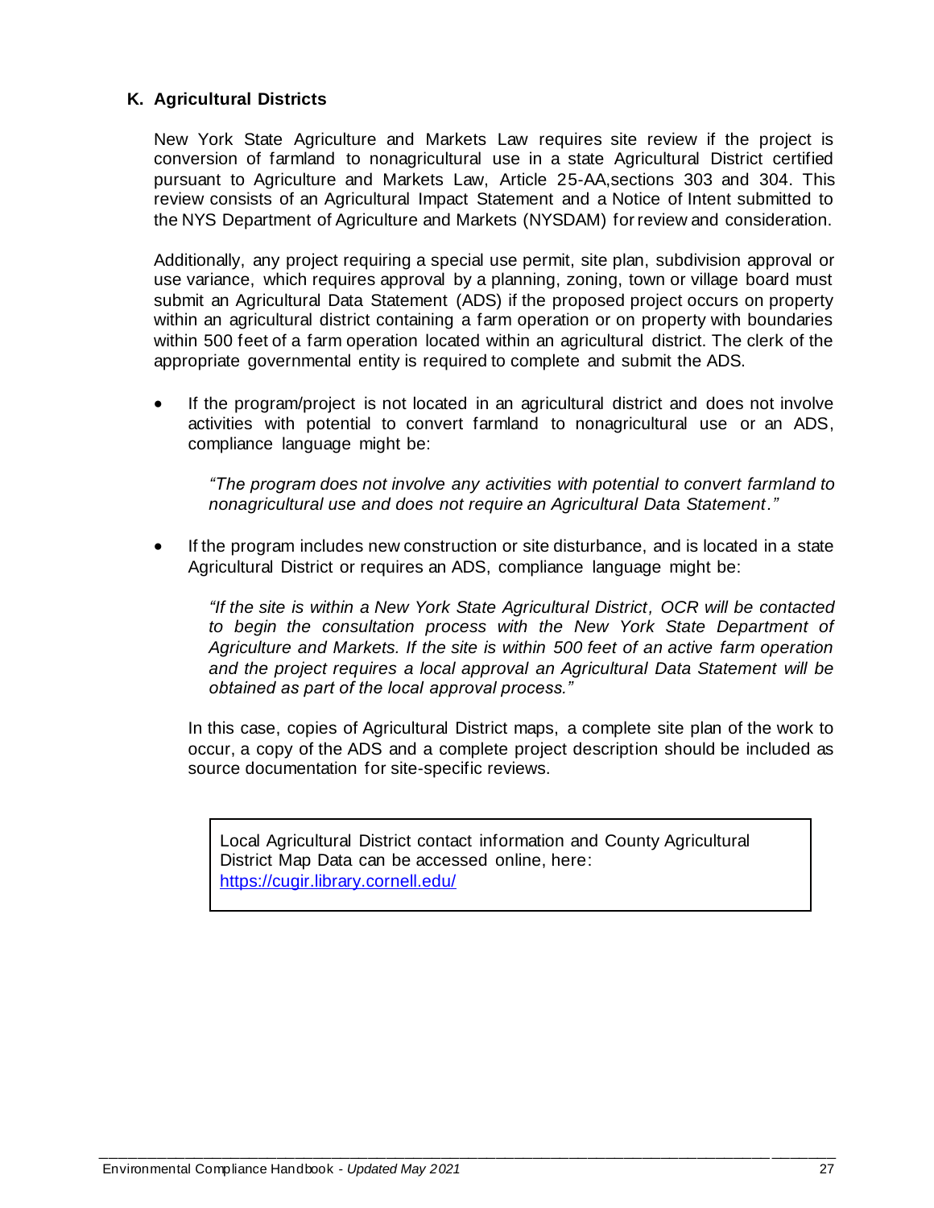### K. Agricultural Districts

New York State Agriculture and Markets Law requires site review if the project is conversion of farmland to nonagricultural use in a state Agricultural District certified pursuant to Agriculture and Markets Law, Article 25-AA,sections 303 and 304. This review consists of an Agricultural Impact Statement and a Notice of Intent submitted to the NYS Department of Agriculture and Markets (NYSDAM) for review and consideration.

Additionally, any project requiring a special use permit, site plan, subdivision approval or use variance, which requires approval by a planning, zoning, town or village board must submit an Agricultural Data Statement (ADS) if the proposed project occurs on property within an agricultural district containing a farm operation or on property with boundaries within 500 feet of a farm operation located within an agricultural district. The clerk of the appropriate governmental entity is required to complete and submit the ADS.

- If the program/project is not located in an agricultural district and does not involve activities with potential to convert farmland to nonagricultural use or an ADS, compliance language might be:

  *"The program does not involve any activities with potential to convert farmland to nonagricultural use and does not require an Agricultural Data Statement."*

- If the program includes new construction or site disturbance, and is located in a state Agricultural District or requires an ADS, compliance language might be:

  *"If the site is within a New York State Agricultural District, OCR will be contacted to begin the consultation process with the New York State Department of Agriculture and Markets. If the site is within 500 feet of an active farm operation and the project requires a local approval an Agricultural Data Statement will be obtained as part of the local approval process."*

  In this case, copies of Agricultural District maps, a complete site plan of the work to occur, a copy of the ADS and a complete project description should be included as source documentation for site-specific reviews.

> Local Agricultural District contact information and County Agricultural District Map Data can be accessed online, here: https://cugir.library.cornell.edu/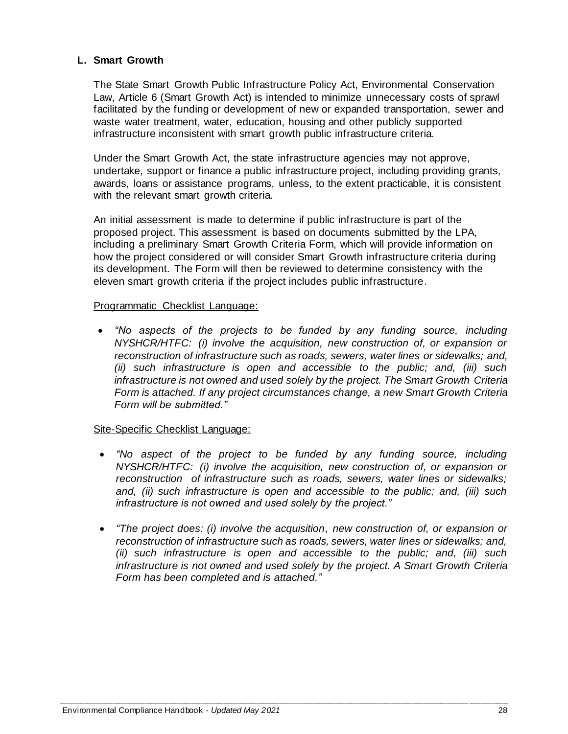## L. Smart Growth

The State Smart Growth Public Infrastructure Policy Act, Environmental Conservation Law, Article 6 (Smart Growth Act) is intended to minimize unnecessary costs of sprawl facilitated by the funding or development of new or expanded transportation, sewer and waste water treatment, water, education, housing and other publicly supported infrastructure inconsistent with smart growth public infrastructure criteria.

Under the Smart Growth Act, the state infrastructure agencies may not approve, undertake, support or finance a public infrastructure project, including providing grants, awards, loans or assistance programs, unless, to the extent practicable, it is consistent with the relevant smart growth criteria.

An initial assessment is made to determine if public infrastructure is part of the proposed project. This assessment is based on documents submitted by the LPA, including a preliminary Smart Growth Criteria Form, which will provide information on how the project considered or will consider Smart Growth infrastructure criteria during its development. The Form will then be reviewed to determine consistency with the eleven smart growth criteria if the project includes public infrastructure.

<u>Programmatic Checklist Language:</u>

- *"No aspects of the projects to be funded by any funding source, including NYSHCR/HTFC: (i) involve the acquisition, new construction of, or expansion or reconstruction of infrastructure such as roads, sewers, water lines or sidewalks; and, (ii) such infrastructure is open and accessible to the public; and, (iii) such infrastructure is not owned and used solely by the project. The Smart Growth Criteria Form is attached. If any project circumstances change, a new Smart Growth Criteria Form will be submitted."*

<u>Site-Specific Checklist Language:</u>

- *"No aspect of the project to be funded by any funding source, including NYSHCR/HTFC: (i) involve the acquisition, new construction of, or expansion or reconstruction of infrastructure such as roads, sewers, water lines or sidewalks; and, (ii) such infrastructure is open and accessible to the public; and, (iii) such infrastructure is not owned and used solely by the project."*
- *"The project does: (i) involve the acquisition, new construction of, or expansion or reconstruction of infrastructure such as roads, sewers, water lines or sidewalks; and, (ii) such infrastructure is open and accessible to the public; and, (iii) such infrastructure is not owned and used solely by the project. A Smart Growth Criteria Form has been completed and is attached."*